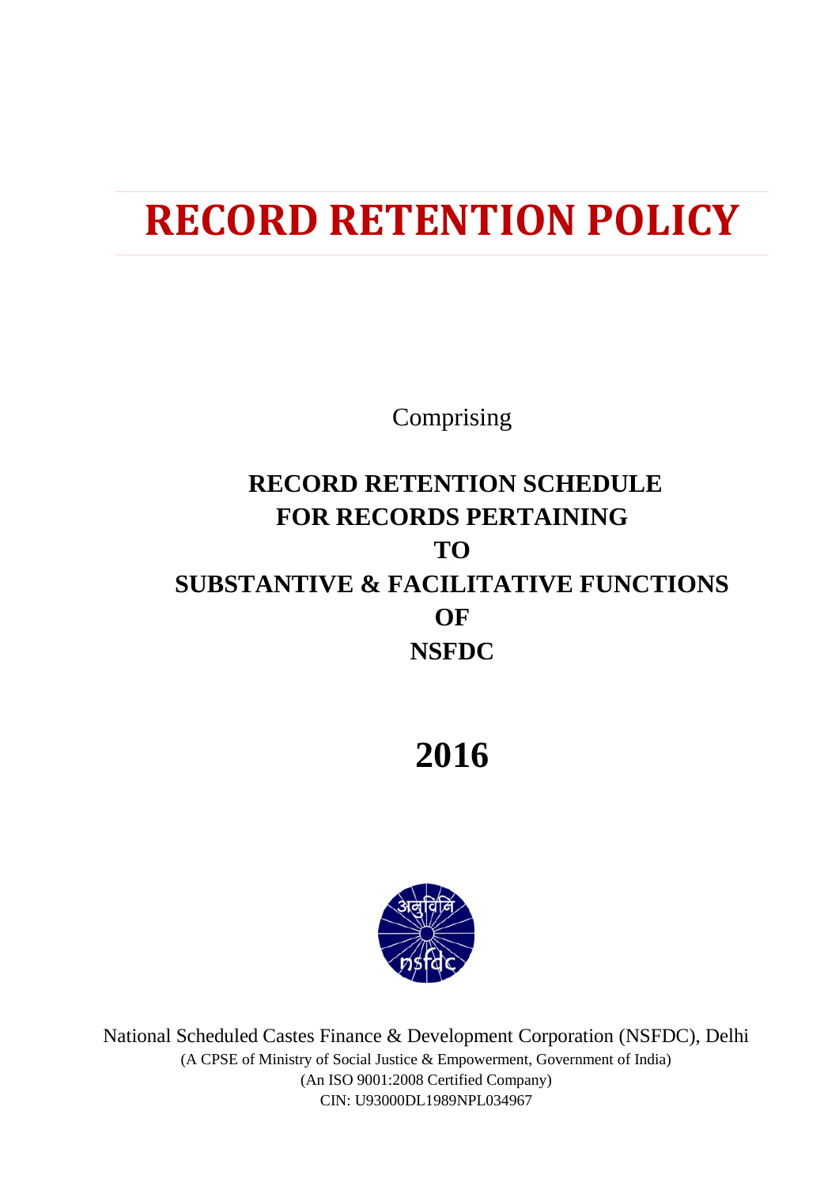# RECORD RETENTION POLICY

Comprising

**RECORD RETENTION SCHEDULE FOR RECORDS PERTAINING TO SUBSTANTIVE & FACILITATIVE FUNCTIONS OF NSFDC**

## 2016

National Scheduled Castes Finance & Development Corporation (NSFDC), Delhi

(A CPSE of Ministry of Social Justice & Empowerment, Government of India)

(An ISO 9001:2008 Certified Company)

CIN: U93000DL1989NPL034967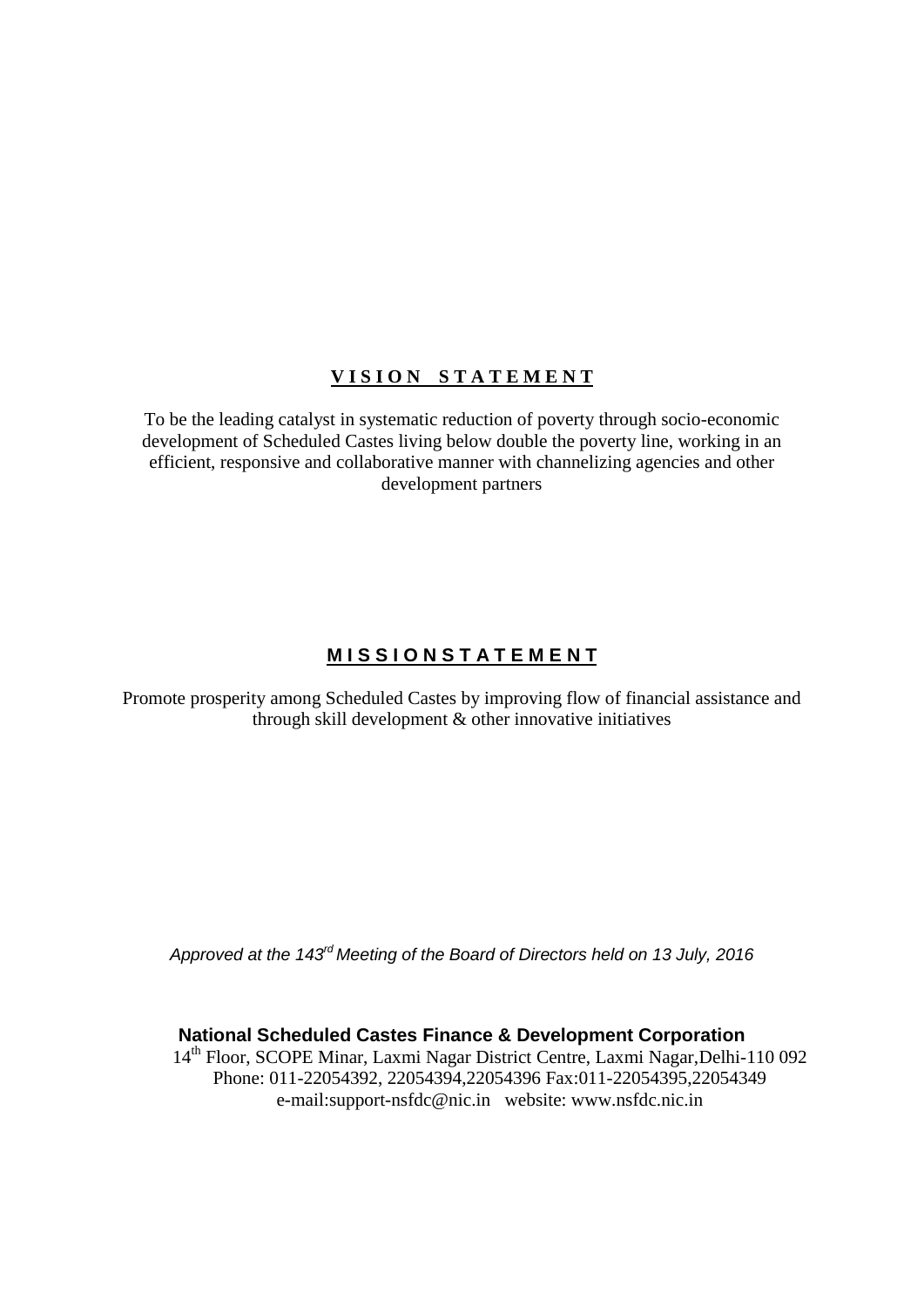## VISION STATEMENT

To be the leading catalyst in systematic reduction of poverty through socio-economic development of Scheduled Castes living below double the poverty line, working in an efficient, responsive and collaborative manner with channelizing agencies and other development partners

## MISSION STATEMENT

Promote prosperity among Scheduled Castes by improving flow of financial assistance and through skill development & other innovative initiatives

*Approved at the 143rd Meeting of the Board of Directors held on 13 July, 2016*

**National Scheduled Castes Finance & Development Corporation**
14th Floor, SCOPE Minar, Laxmi Nagar District Centre, Laxmi Nagar,Delhi-110 092
Phone: 011-22054392, 22054394,22054396 Fax:011-22054395,22054349
e-mail:support-nsfdc@nic.in website: www.nsfdc.nic.in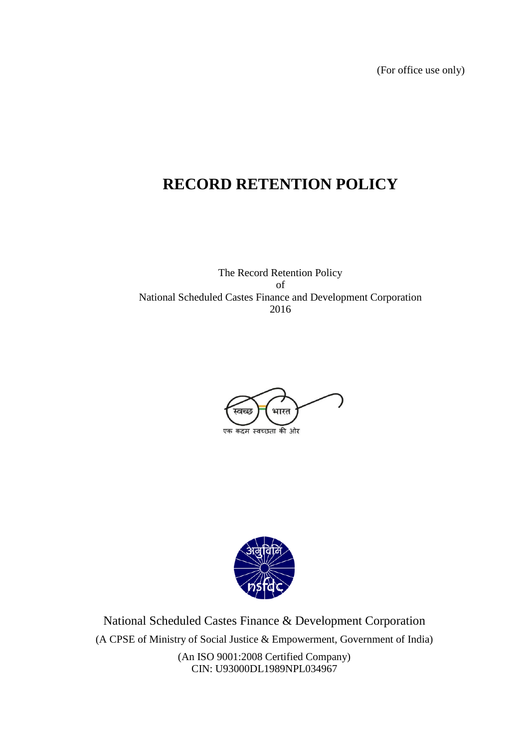(For office use only)

# RECORD RETENTION POLICY

The Record Retention Policy
of
National Scheduled Castes Finance and Development Corporation
2016

स्वच्छ भारत
एक कदम स्वच्छता की ओर

अनुविनि
nsfdc

National Scheduled Castes Finance & Development Corporation

(A CPSE of Ministry of Social Justice & Empowerment, Government of India)

(An ISO 9001:2008 Certified Company)
CIN: U93000DL1989NPL034967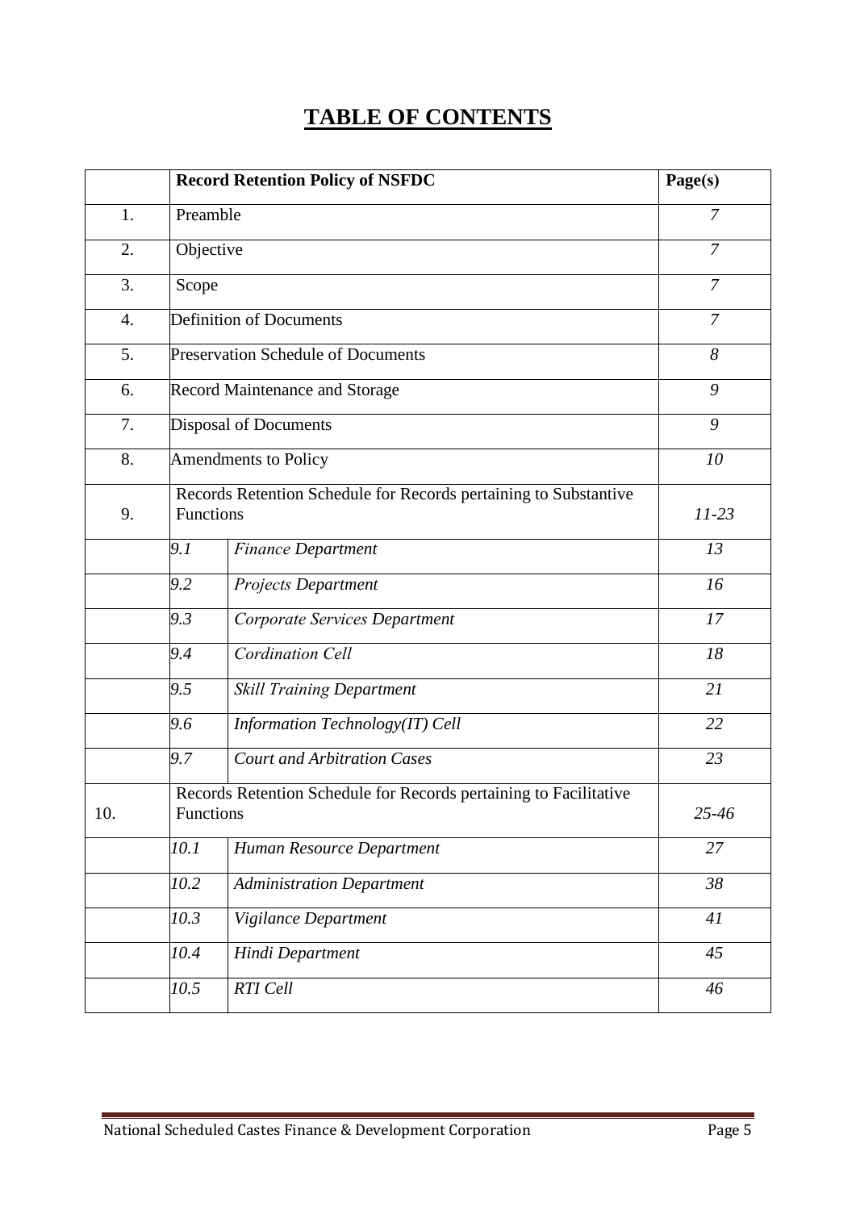# TABLE OF CONTENTS

| | | Record Retention Policy of NSFDC | Page(s) |
|---|---|---|---|
| 1. | Preamble | | *7* |
| 2. | Objective | | *7* |
| 3. | Scope | | *7* |
| 4. | Definition of Documents | | *7* |
| 5. | Preservation Schedule of Documents | | *8* |
| 6. | Record Maintenance and Storage | | *9* |
| 7. | Disposal of Documents | | *9* |
| 8. | Amendments to Policy | | *10* |
| 9. | Records Retention Schedule for Records pertaining to Substantive Functions | | *11-23* |
| | *9.1* | *Finance Department* | *13* |
| | *9.2* | *Projects Department* | *16* |
| | *9.3* | *Corporate Services Department* | *17* |
| | *9.4* | *Cordination Cell* | *18* |
| | *9.5* | *Skill Training Department* | *21* |
| | *9.6* | *Information Technology(IT) Cell* | *22* |
| | *9.7* | *Court and Arbitration Cases* | *23* |
| 10. | Records Retention Schedule for Records pertaining to Facilitative Functions | | *25-46* |
| | *10.1* | *Human Resource Department* | *27* |
| | *10.2* | *Administration Department* | *38* |
| | *10.3* | *Vigilance Department* | *41* |
| | *10.4* | *Hindi Department* | *45* |
| | *10.5* | *RTI Cell* | *46* |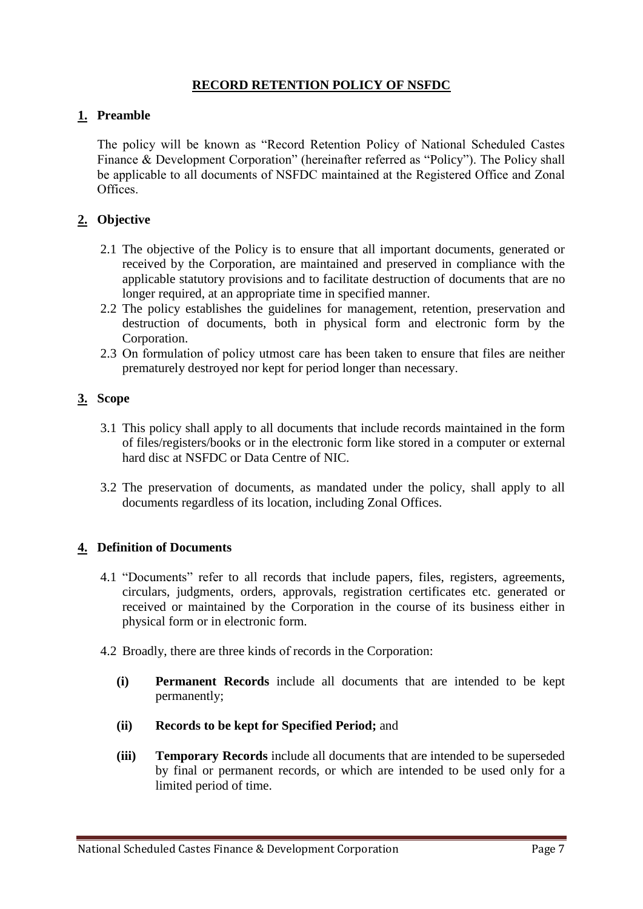# RECORD RETENTION POLICY OF NSFDC

## 1. Preamble

The policy will be known as "Record Retention Policy of National Scheduled Castes Finance & Development Corporation" (hereinafter referred as "Policy"). The Policy shall be applicable to all documents of NSFDC maintained at the Registered Office and Zonal Offices.

## 2. Objective

2.1 The objective of the Policy is to ensure that all important documents, generated or received by the Corporation, are maintained and preserved in compliance with the applicable statutory provisions and to facilitate destruction of documents that are no longer required, at an appropriate time in specified manner.

2.2 The policy establishes the guidelines for management, retention, preservation and destruction of documents, both in physical form and electronic form by the Corporation.

2.3 On formulation of policy utmost care has been taken to ensure that files are neither prematurely destroyed nor kept for period longer than necessary.

## 3. Scope

3.1 This policy shall apply to all documents that include records maintained in the form of files/registers/books or in the electronic form like stored in a computer or external hard disc at NSFDC or Data Centre of NIC.

3.2 The preservation of documents, as mandated under the policy, shall apply to all documents regardless of its location, including Zonal Offices.

## 4. Definition of Documents

4.1 "Documents" refer to all records that include papers, files, registers, agreements, circulars, judgments, orders, approvals, registration certificates etc. generated or received or maintained by the Corporation in the course of its business either in physical form or in electronic form.

4.2 Broadly, there are three kinds of records in the Corporation:

- **(i)** **Permanent Records** include all documents that are intended to be kept permanently;
- **(ii)** **Records to be kept for Specified Period;** and
- **(iii)** **Temporary Records** include all documents that are intended to be superseded by final or permanent records, or which are intended to be used only for a limited period of time.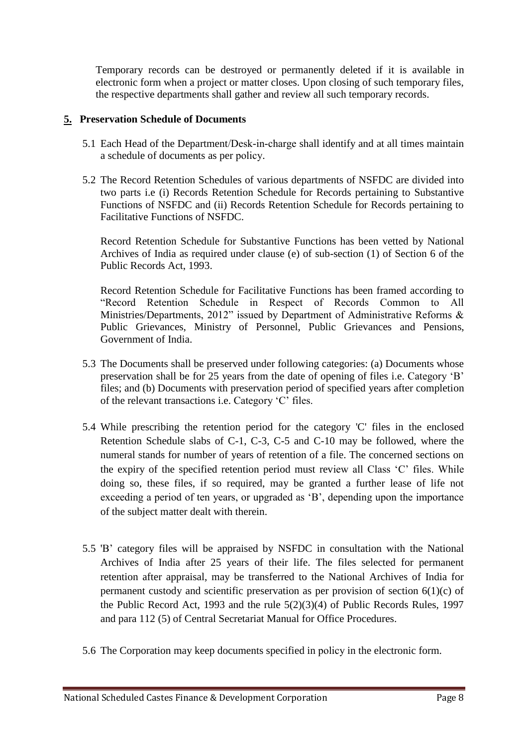Temporary records can be destroyed or permanently deleted if it is available in electronic form when a project or matter closes. Upon closing of such temporary files, the respective departments shall gather and review all such temporary records.

## 5. Preservation Schedule of Documents

5.1 Each Head of the Department/Desk-in-charge shall identify and at all times maintain a schedule of documents as per policy.

5.2 The Record Retention Schedules of various departments of NSFDC are divided into two parts i.e (i) Records Retention Schedule for Records pertaining to Substantive Functions of NSFDC and (ii) Records Retention Schedule for Records pertaining to Facilitative Functions of NSFDC.

Record Retention Schedule for Substantive Functions has been vetted by National Archives of India as required under clause (e) of sub-section (1) of Section 6 of the Public Records Act, 1993.

Record Retention Schedule for Facilitative Functions has been framed according to "Record Retention Schedule in Respect of Records Common to All Ministries/Departments, 2012" issued by Department of Administrative Reforms & Public Grievances, Ministry of Personnel, Public Grievances and Pensions, Government of India.

5.3 The Documents shall be preserved under following categories: (a) Documents whose preservation shall be for 25 years from the date of opening of files i.e. Category 'B' files; and (b) Documents with preservation period of specified years after completion of the relevant transactions i.e. Category 'C' files.

5.4 While prescribing the retention period for the category 'C' files in the enclosed Retention Schedule slabs of C-1, C-3, C-5 and C-10 may be followed, where the numeral stands for number of years of retention of a file. The concerned sections on the expiry of the specified retention period must review all Class 'C' files. While doing so, these files, if so required, may be granted a further lease of life not exceeding a period of ten years, or upgraded as 'B', depending upon the importance of the subject matter dealt with therein.

5.5 'B' category files will be appraised by NSFDC in consultation with the National Archives of India after 25 years of their life. The files selected for permanent retention after appraisal, may be transferred to the National Archives of India for permanent custody and scientific preservation as per provision of section 6(1)(c) of the Public Record Act, 1993 and the rule 5(2)(3)(4) of Public Records Rules, 1997 and para 112 (5) of Central Secretariat Manual for Office Procedures.

5.6 The Corporation may keep documents specified in policy in the electronic form.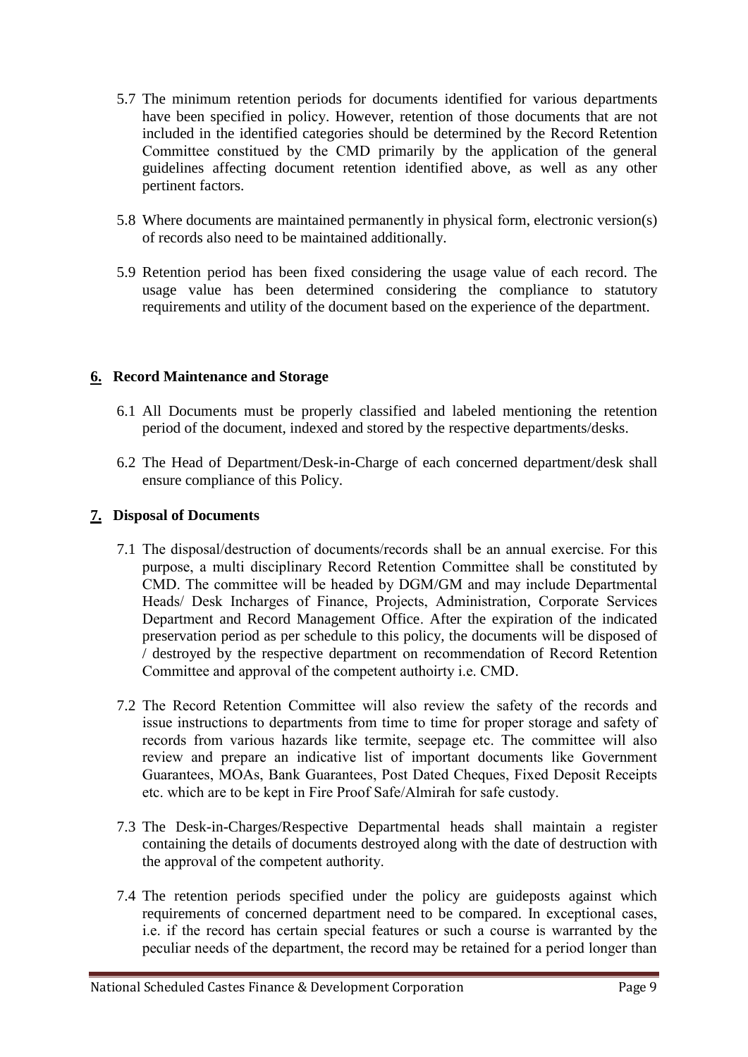5.7 The minimum retention periods for documents identified for various departments have been specified in policy. However, retention of those documents that are not included in the identified categories should be determined by the Record Retention Committee constitued by the CMD primarily by the application of the general guidelines affecting document retention identified above, as well as any other pertinent factors.

5.8 Where documents are maintained permanently in physical form, electronic version(s) of records also need to be maintained additionally.

5.9 Retention period has been fixed considering the usage value of each record. The usage value has been determined considering the compliance to statutory requirements and utility of the document based on the experience of the department.

## 6. Record Maintenance and Storage

6.1 All Documents must be properly classified and labeled mentioning the retention period of the document, indexed and stored by the respective departments/desks.

6.2 The Head of Department/Desk-in-Charge of each concerned department/desk shall ensure compliance of this Policy.

## 7. Disposal of Documents

7.1 The disposal/destruction of documents/records shall be an annual exercise. For this purpose, a multi disciplinary Record Retention Committee shall be constituted by CMD. The committee will be headed by DGM/GM and may include Departmental Heads/ Desk Incharges of Finance, Projects, Administration, Corporate Services Department and Record Management Office. After the expiration of the indicated preservation period as per schedule to this policy, the documents will be disposed of / destroyed by the respective department on recommendation of Record Retention Committee and approval of the competent authoirty i.e. CMD.

7.2 The Record Retention Committee will also review the safety of the records and issue instructions to departments from time to time for proper storage and safety of records from various hazards like termite, seepage etc. The committee will also review and prepare an indicative list of important documents like Government Guarantees, MOAs, Bank Guarantees, Post Dated Cheques, Fixed Deposit Receipts etc. which are to be kept in Fire Proof Safe/Almirah for safe custody.

7.3 The Desk-in-Charges/Respective Departmental heads shall maintain a register containing the details of documents destroyed along with the date of destruction with the approval of the competent authority.

7.4 The retention periods specified under the policy are guideposts against which requirements of concerned department need to be compared. In exceptional cases, i.e. if the record has certain special features or such a course is warranted by the peculiar needs of the department, the record may be retained for a period longer than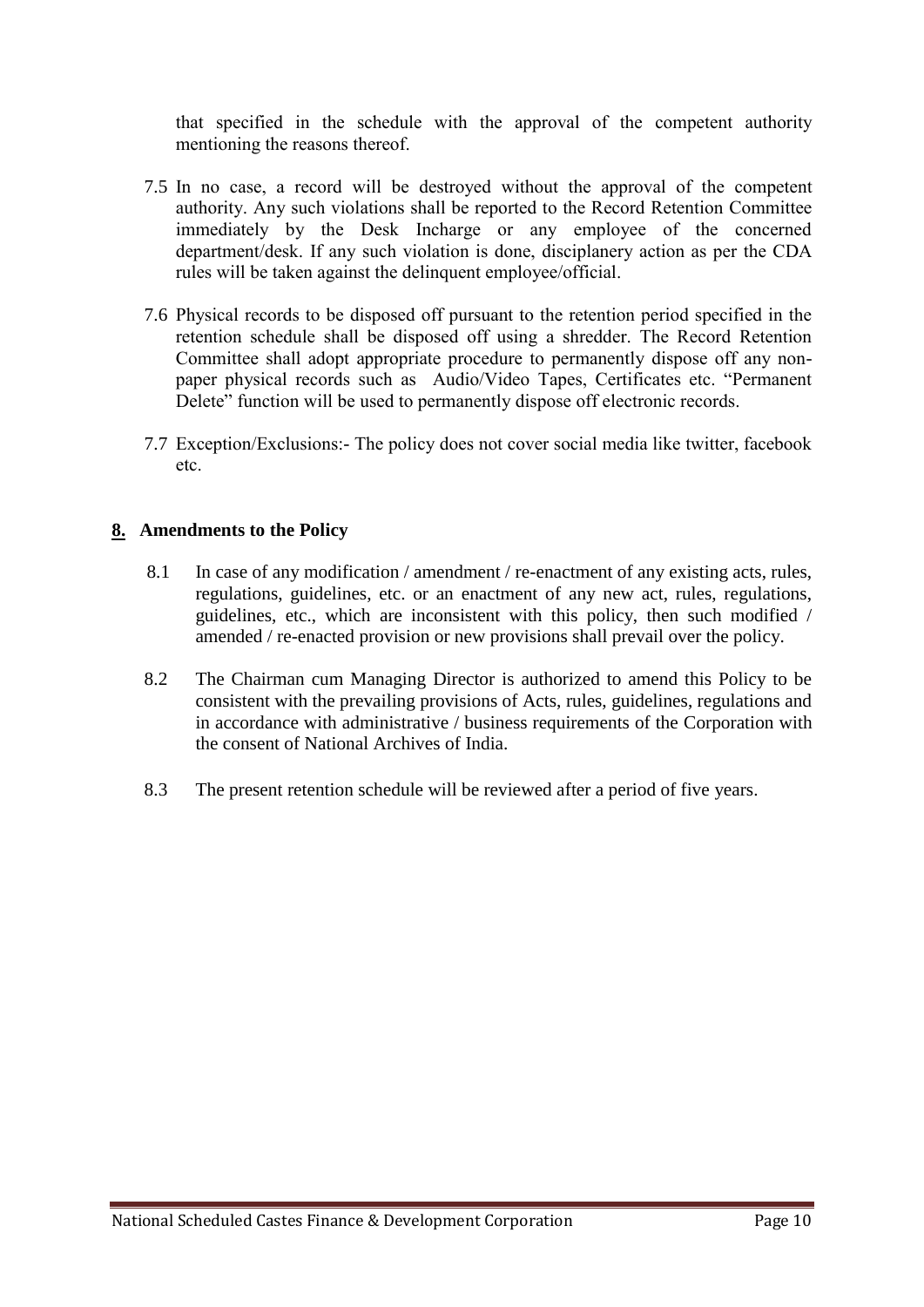that specified in the schedule with the approval of the competent authority mentioning the reasons thereof.

7.5 In no case, a record will be destroyed without the approval of the competent authority. Any such violations shall be reported to the Record Retention Committee immediately by the Desk Incharge or any employee of the concerned department/desk. If any such violation is done, disciplanery action as per the CDA rules will be taken against the delinquent employee/official.

7.6 Physical records to be disposed off pursuant to the retention period specified in the retention schedule shall be disposed off using a shredder. The Record Retention Committee shall adopt appropriate procedure to permanently dispose off any non-paper physical records such as Audio/Video Tapes, Certificates etc. "Permanent Delete" function will be used to permanently dispose off electronic records.

7.7 Exception/Exclusions:- The policy does not cover social media like twitter, facebook etc.

## 8. Amendments to the Policy

8.1 In case of any modification / amendment / re-enactment of any existing acts, rules, regulations, guidelines, etc. or an enactment of any new act, rules, regulations, guidelines, etc., which are inconsistent with this policy, then such modified / amended / re-enacted provision or new provisions shall prevail over the policy.

8.2 The Chairman cum Managing Director is authorized to amend this Policy to be consistent with the prevailing provisions of Acts, rules, guidelines, regulations and in accordance with administrative / business requirements of the Corporation with the consent of National Archives of India.

8.3 The present retention schedule will be reviewed after a period of five years.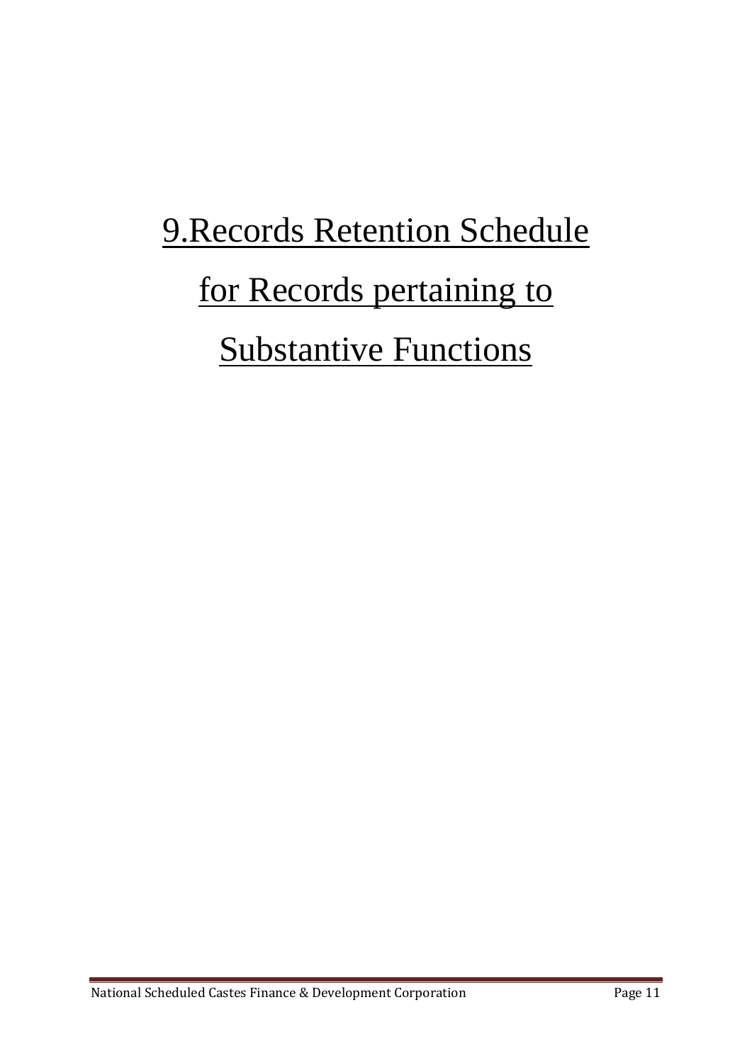# 9.Records Retention Schedule for Records pertaining to Substantive Functions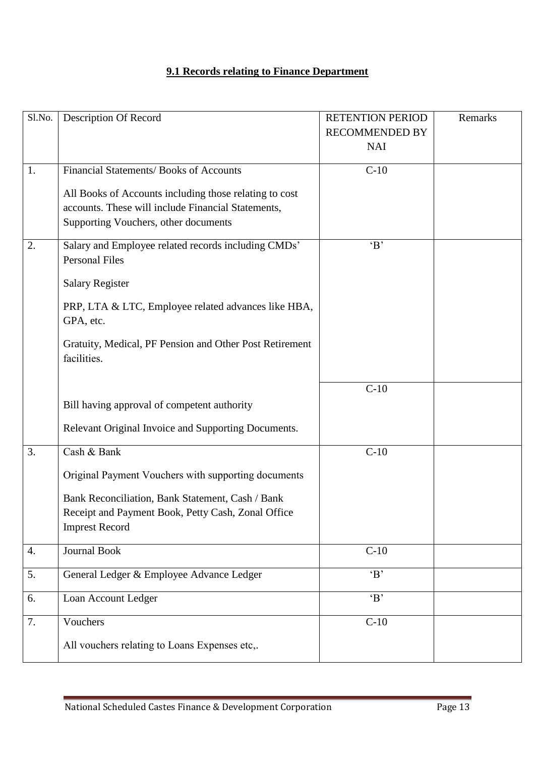## 9.1 Records relating to Finance Department

| Sl.No. | Description Of Record | RETENTION PERIOD RECOMMENDED BY NAI | Remarks |
|---|---|---|---|
| 1. | Financial Statements/ Books of Accounts<br><br>All Books of Accounts including those relating to cost accounts. These will include Financial Statements, Supporting Vouchers, other documents | C-10 | |
| 2. | Salary and Employee related records including CMDs' Personal Files<br><br>Salary Register<br><br>PRP, LTA & LTC, Employee related advances like HBA, GPA, etc.<br><br>Gratuity, Medical, PF Pension and Other Post Retirement facilities. | 'B' | |
| | Bill having approval of competent authority<br><br>Relevant Original Invoice and Supporting Documents. | C-10 | |
| 3. | Cash & Bank<br><br>Original Payment Vouchers with supporting documents<br><br>Bank Reconciliation, Bank Statement, Cash / Bank Receipt and Payment Book, Petty Cash, Zonal Office Imprest Record | C-10 | |
| 4. | Journal Book | C-10 | |
| 5. | General Ledger & Employee Advance Ledger | 'B' | |
| 6. | Loan Account Ledger | 'B' | |
| 7. | Vouchers<br><br>All vouchers relating to Loans Expenses etc,. | C-10 | |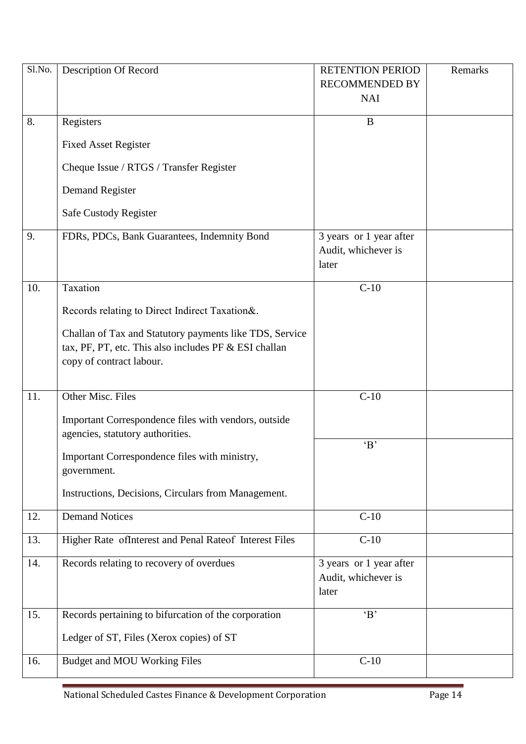| Sl.No. | Description Of Record | RETENTION PERIOD RECOMMENDED BY NAI | Remarks |
|---|---|---|---|
| 8. | Registers<br>Fixed Asset Register<br>Cheque Issue / RTGS / Transfer Register<br>Demand Register<br>Safe Custody Register | B | |
| 9. | FDRs, PDCs, Bank Guarantees, Indemnity Bond | 3 years or 1 year after Audit, whichever is later | |
| 10. | Taxation<br>Records relating to Direct Indirect Taxation&.<br>Challan of Tax and Statutory payments like TDS, Service tax, PF, PT, etc. This also includes PF & ESI challan copy of contract labour. | C-10 | |
| 11. | Other Misc. Files<br>Important Correspondence files with vendors, outside agencies, statutory authorities. | C-10 | |
| | Important Correspondence files with ministry, government.<br>Instructions, Decisions, Circulars from Management. | 'B' | |
| 12. | Demand Notices | C-10 | |
| 13. | Higher Rate ofInterest and Penal Rateof Interest Files | C-10 | |
| 14. | Records relating to recovery of overdues | 3 years or 1 year after Audit, whichever is later | |
| 15. | Records pertaining to bifurcation of the corporation<br>Ledger of ST, Files (Xerox copies) of ST | 'B' | |
| 16. | Budget and MOU Working Files | C-10 | |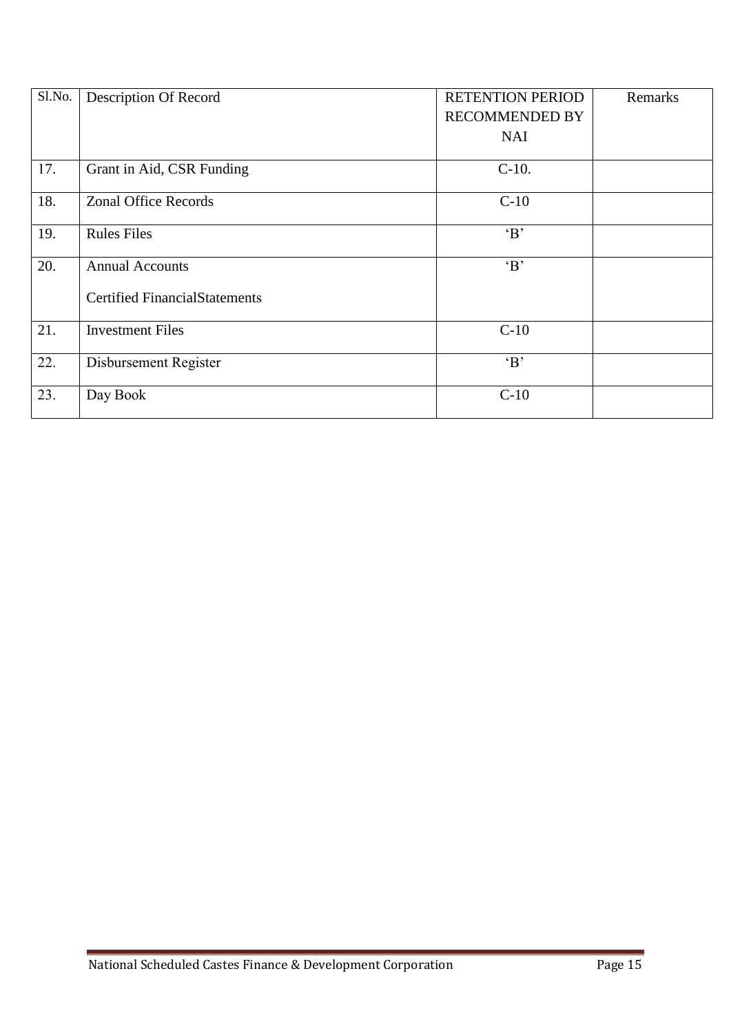| Sl.No. | Description Of Record | RETENTION PERIOD RECOMMENDED BY NAI | Remarks |
|---|---|---|---|
| 17. | Grant in Aid, CSR Funding | C-10. | |
| 18. | Zonal Office Records | C-10 | |
| 19. | Rules Files | 'B' | |
| 20. | Annual Accounts<br>Certified FinancialStatements | 'B' | |
| 21. | Investment Files | C-10 | |
| 22. | Disbursement Register | 'B' | |
| 23. | Day Book | C-10 | |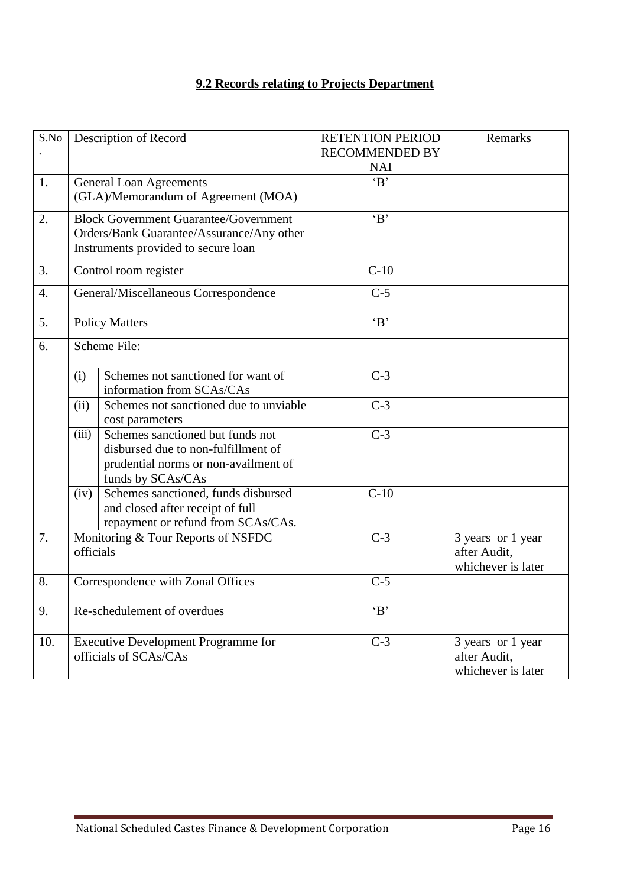## 9.2 Records relating to Projects Department

| S.No. | Description of Record | | RETENTION PERIOD RECOMMENDED BY NAI | Remarks |
|---|---|---|---|---|
| 1. | General Loan Agreements (GLA)/Memorandum of Agreement (MOA) | | 'B' | |
| 2. | Block Government Guarantee/Government Orders/Bank Guarantee/Assurance/Any other Instruments provided to secure loan | | 'B' | |
| 3. | Control room register | | C-10 | |
| 4. | General/Miscellaneous Correspondence | | C-5 | |
| 5. | Policy Matters | | 'B' | |
| 6. | Scheme File: | | | |
| | (i) | Schemes not sanctioned for want of information from SCAs/CAs | C-3 | |
| | (ii) | Schemes not sanctioned due to unviable cost parameters | C-3 | |
| | (iii) | Schemes sanctioned but funds not disbursed due to non-fulfillment of prudential norms or non-availment of funds by SCAs/CAs | C-3 | |
| | (iv) | Schemes sanctioned, funds disbursed and closed after receipt of full repayment or refund from SCAs/CAs. | C-10 | |
| 7. | Monitoring & Tour Reports of NSFDC officials | | C-3 | 3 years or 1 year after Audit, whichever is later |
| 8. | Correspondence with Zonal Offices | | C-5 | |
| 9. | Re-schedulement of overdues | | 'B' | |
| 10. | Executive Development Programme for officials of SCAs/CAs | | C-3 | 3 years or 1 year after Audit, whichever is later |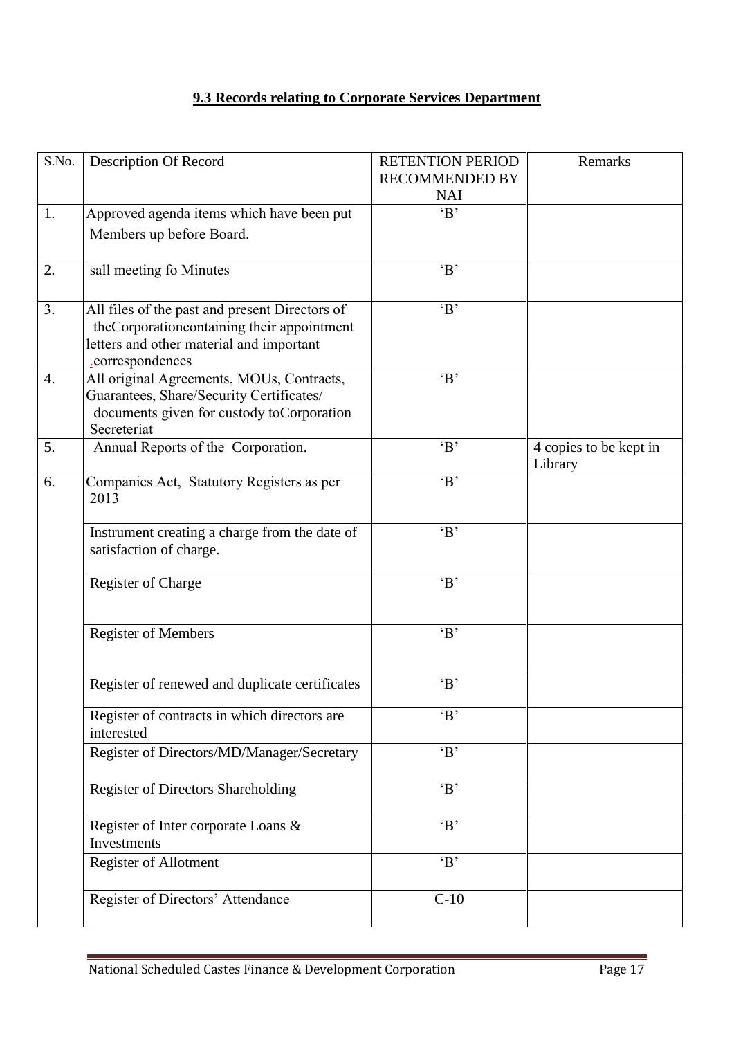## 9.3 Records relating to Corporate Services Department

| S.No. | Description Of Record | RETENTION PERIOD RECOMMENDED BY NAI | Remarks |
|---|---|---|---|
| 1. | Approved agenda items which have been put Members up before Board. | 'B' | |
| 2. | sall meeting fo Minutes | 'B' | |
| 3. | All files of the past and present Directors of theCorporationcontaining their appointment letters and other material and important .correspondences | 'B' | |
| 4. | All original Agreements, MOUs, Contracts, Guarantees, Share/Security Certificates/ documents given for custody toCorporation Secreteriat | 'B' | |
| 5. | Annual Reports of the Corporation. | 'B' | 4 copies to be kept in Library |
| 6. | Companies Act, Statutory Registers as per 2013 | 'B' | |
| | Instrument creating a charge from the date of satisfaction of charge. | 'B' | |
| | Register of Charge | 'B' | |
| | Register of Members | 'B' | |
| | Register of renewed and duplicate certificates | 'B' | |
| | Register of contracts in which directors are interested | 'B' | |
| | Register of Directors/MD/Manager/Secretary | 'B' | |
| | Register of Directors Shareholding | 'B' | |
| | Register of Inter corporate Loans & Investments | 'B' | |
| | Register of Allotment | 'B' | |
| | Register of Directors' Attendance | C-10 | |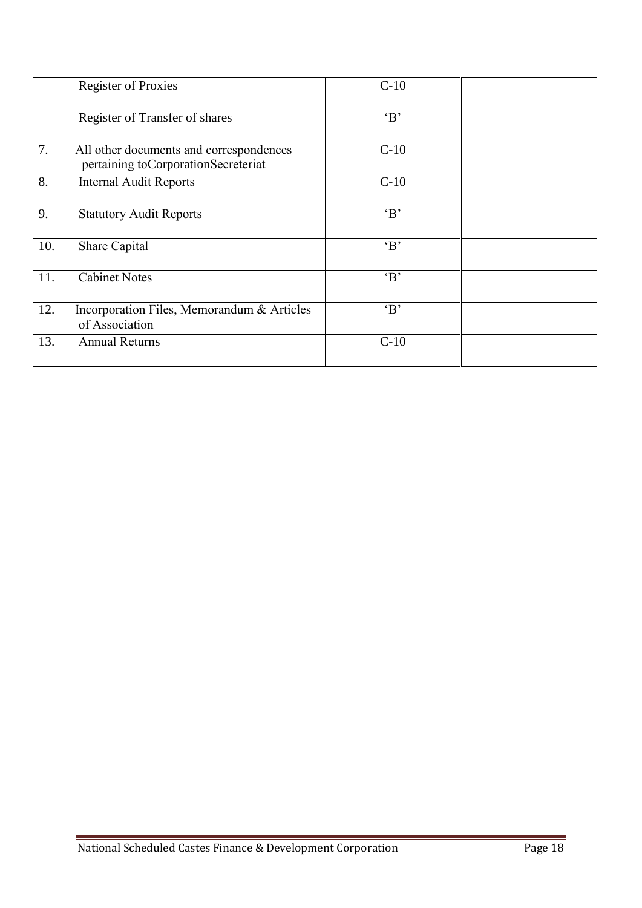|  |  |  |  |
|---|---|---|---|
|  | Register of Proxies | C-10 |  |
|  | Register of Transfer of shares | 'B' |  |
| 7. | All other documents and correspondences pertaining toCorporationSecreteriat | C-10 |  |
| 8. | Internal Audit Reports | C-10 |  |
| 9. | Statutory Audit Reports | 'B' |  |
| 10. | Share Capital | 'B' |  |
| 11. | Cabinet Notes | 'B' |  |
| 12. | Incorporation Files, Memorandum & Articles of Association | 'B' |  |
| 13. | Annual Returns | C-10 |  |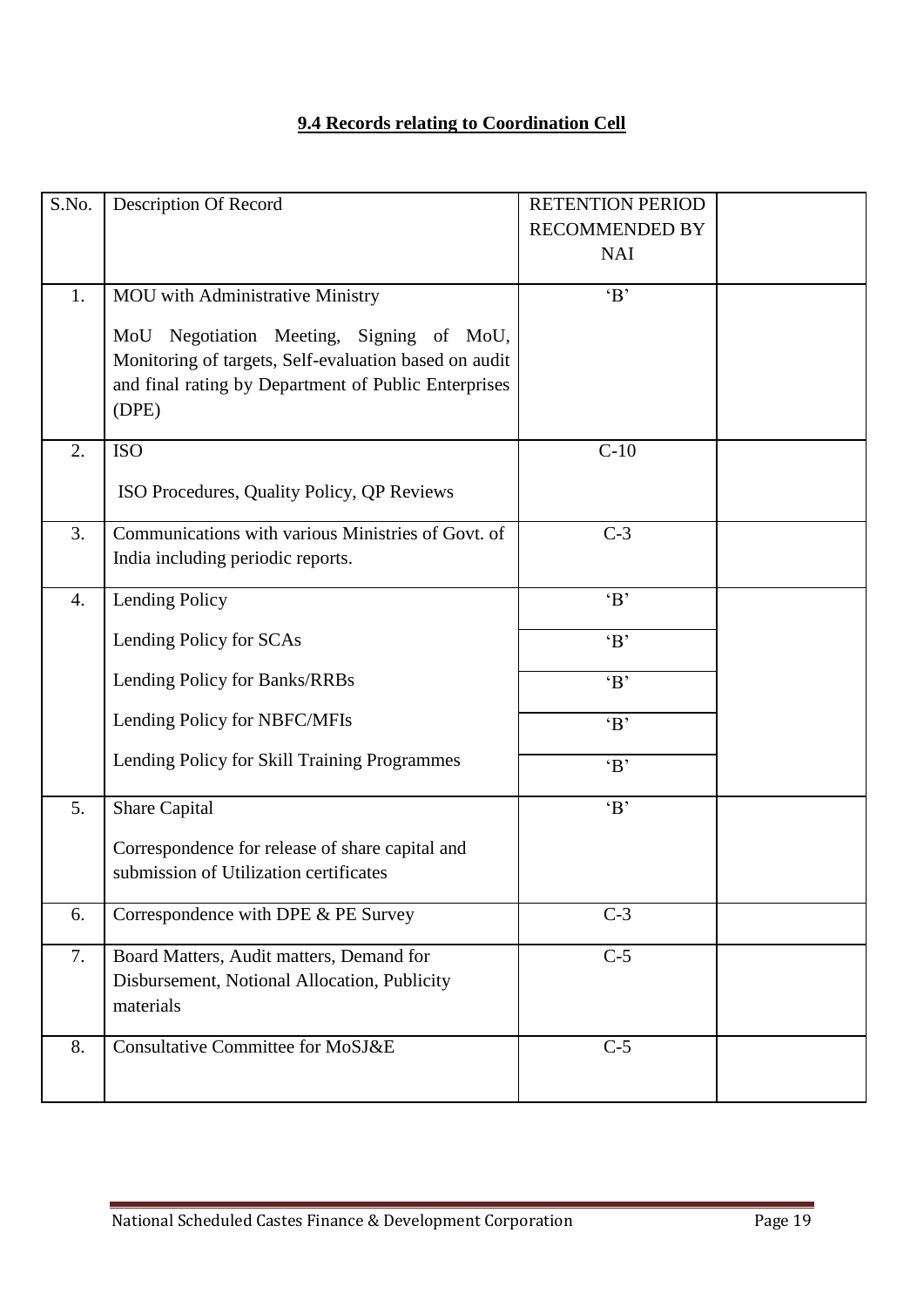## 9.4 Records relating to Coordination Cell

| S.No. | Description Of Record | RETENTION PERIOD RECOMMENDED BY NAI | |
|---|---|---|---|
| 1. | MOU with Administrative Ministry<br><br>MoU Negotiation Meeting, Signing of MoU, Monitoring of targets, Self-evaluation based on audit and final rating by Department of Public Enterprises (DPE) | 'B' | |
| 2. | ISO<br><br>ISO Procedures, Quality Policy, QP Reviews | C-10 | |
| 3. | Communications with various Ministries of Govt. of India including periodic reports. | C-3 | |
| 4. | Lending Policy | 'B' | |
| | Lending Policy for SCAs | 'B' | |
| | Lending Policy for Banks/RRBs | 'B' | |
| | Lending Policy for NBFC/MFIs | 'B' | |
| | Lending Policy for Skill Training Programmes | 'B' | |
| 5. | Share Capital<br><br>Correspondence for release of share capital and submission of Utilization certificates | 'B' | |
| 6. | Correspondence with DPE & PE Survey | C-3 | |
| 7. | Board Matters, Audit matters, Demand for Disbursement, Notional Allocation, Publicity materials | C-5 | |
| 8. | Consultative Committee for MoSJ&E | C-5 | |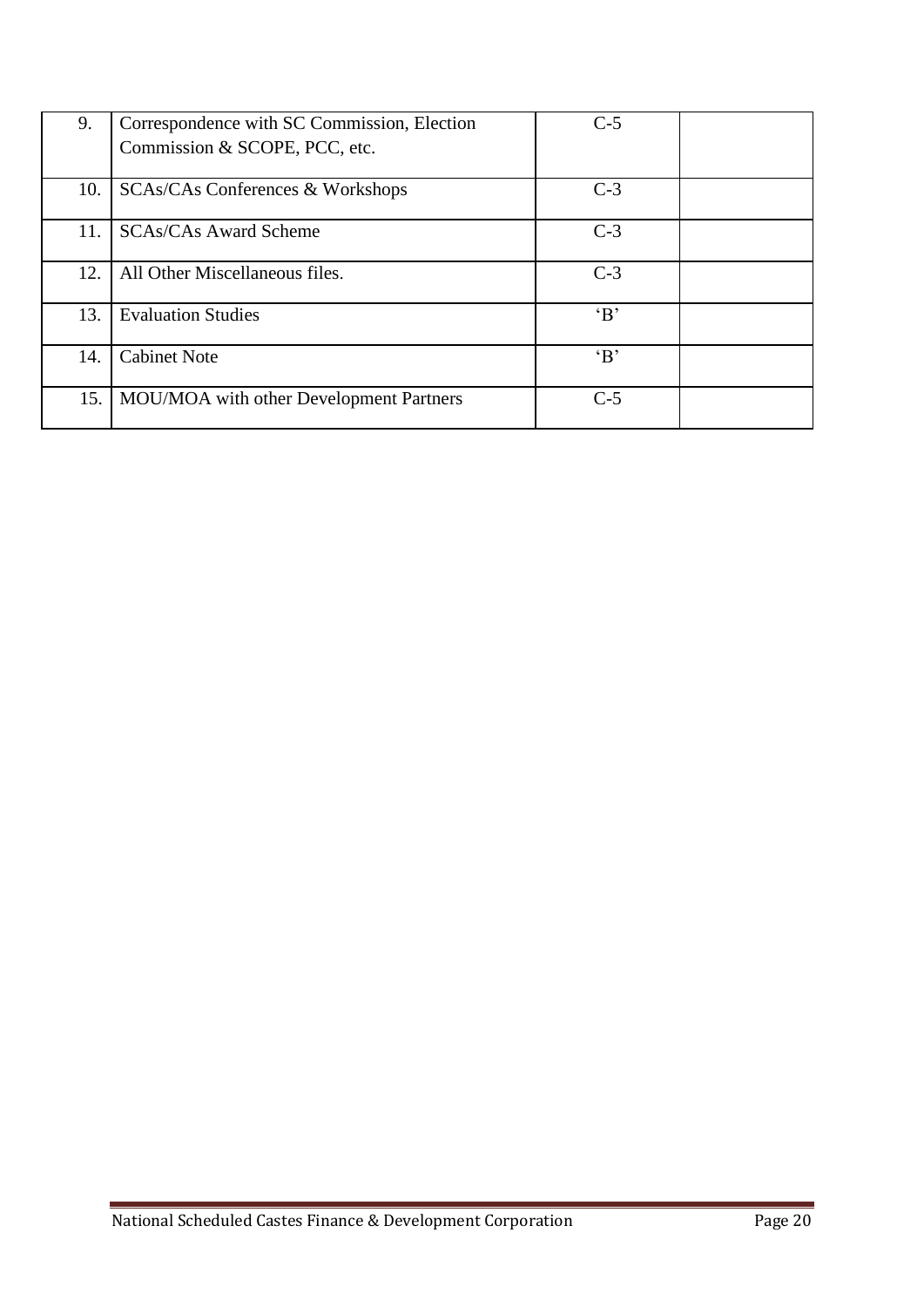| 9. | Correspondence with SC Commission, Election Commission & SCOPE, PCC, etc. | C-5 | |
|---|---|---|---|
| 10. | SCAs/CAs Conferences & Workshops | C-3 | |
| 11. | SCAs/CAs Award Scheme | C-3 | |
| 12. | All Other Miscellaneous files. | C-3 | |
| 13. | Evaluation Studies | 'B' | |
| 14. | Cabinet Note | 'B' | |
| 15. | MOU/MOA with other Development Partners | C-5 | |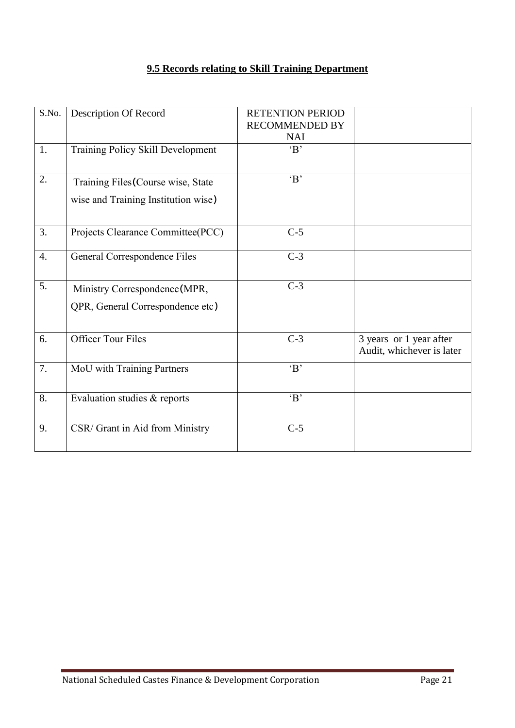## 9.5 Records relating to Skill Training Department

| S.No. | Description Of Record | RETENTION PERIOD RECOMMENDED BY NAI | |
|---|---|---|---|
| 1. | Training Policy Skill Development | 'B' | |
| 2. | Training Files(Course wise, State wise and Training Institution wise) | 'B' | |
| 3. | Projects Clearance Committee(PCC) | C-5 | |
| 4. | General Correspondence Files | C-3 | |
| 5. | Ministry Correspondence(MPR, QPR, General Correspondence etc) | C-3 | |
| 6. | Officer Tour Files | C-3 | 3 years or 1 year after Audit, whichever is later |
| 7. | MoU with Training Partners | 'B' | |
| 8. | Evaluation studies & reports | 'B' | |
| 9. | CSR/ Grant in Aid from Ministry | C-5 | |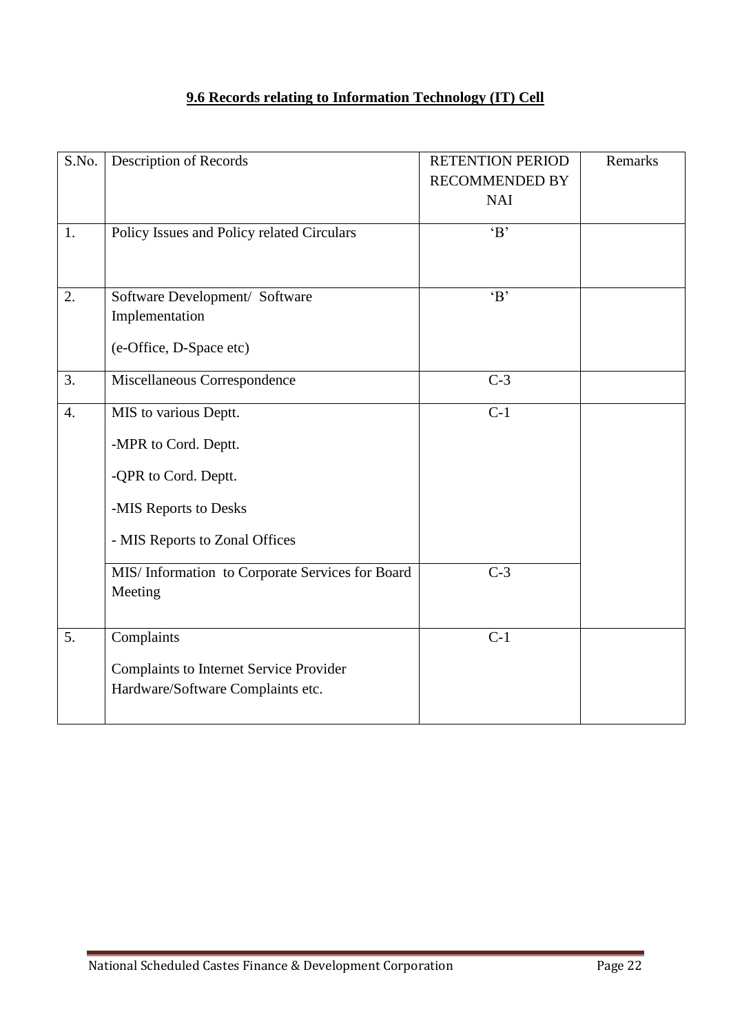## 9.6 Records relating to Information Technology (IT) Cell

| S.No. | Description of Records | RETENTION PERIOD RECOMMENDED BY NAI | Remarks |
|---|---|---|---|
| 1. | Policy Issues and Policy related Circulars | 'B' | |
| 2. | Software Development/ Software Implementation<br>(e-Office, D-Space etc) | 'B' | |
| 3. | Miscellaneous Correspondence | C-3 | |
| 4. | MIS to various Deptt.<br>-MPR to Cord. Deptt.<br>-QPR to Cord. Deptt.<br>-MIS Reports to Desks<br>- MIS Reports to Zonal Offices | C-1 | |
| | MIS/ Information to Corporate Services for Board Meeting | C-3 | |
| 5. | Complaints<br>Complaints to Internet Service Provider Hardware/Software Complaints etc. | C-1 | |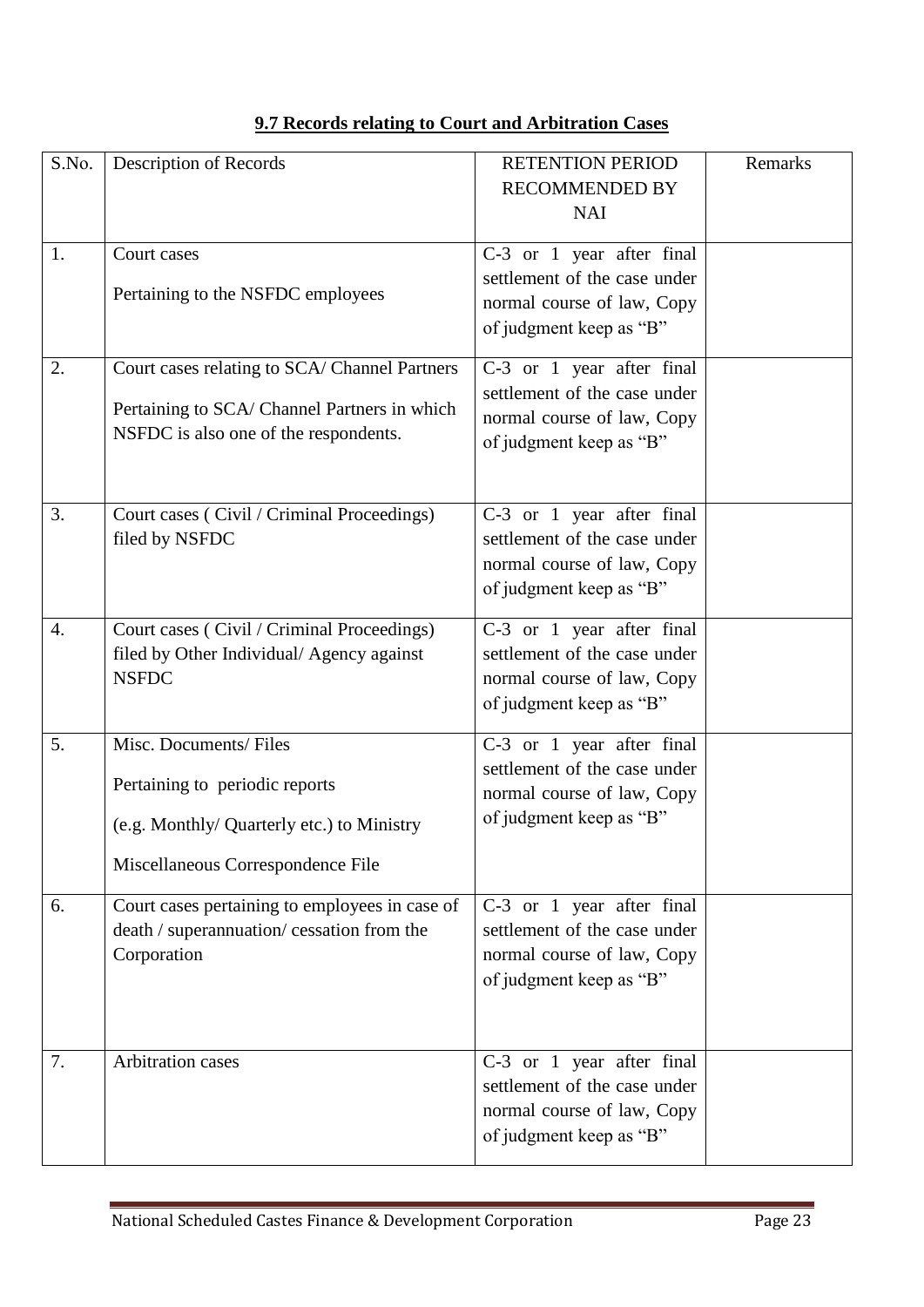## 9.7 Records relating to Court and Arbitration Cases

| S.No. | Description of Records | RETENTION PERIOD RECOMMENDED BY NAI | Remarks |
|---|---|---|---|
| 1. | Court cases<br><br>Pertaining to the NSFDC employees | C-3 or 1 year after final settlement of the case under normal course of law, Copy of judgment keep as “B” | |
| 2. | Court cases relating to SCA/ Channel Partners<br><br>Pertaining to SCA/ Channel Partners in which NSFDC is also one of the respondents. | C-3 or 1 year after final settlement of the case under normal course of law, Copy of judgment keep as “B” | |
| 3. | Court cases ( Civil / Criminal Proceedings) filed by NSFDC | C-3 or 1 year after final settlement of the case under normal course of law, Copy of judgment keep as “B” | |
| 4. | Court cases ( Civil / Criminal Proceedings) filed by Other Individual/ Agency against NSFDC | C-3 or 1 year after final settlement of the case under normal course of law, Copy of judgment keep as “B” | |
| 5. | Misc. Documents/ Files<br><br>Pertaining to periodic reports<br><br>(e.g. Monthly/ Quarterly etc.) to Ministry<br><br>Miscellaneous Correspondence File | C-3 or 1 year after final settlement of the case under normal course of law, Copy of judgment keep as “B” | |
| 6. | Court cases pertaining to employees in case of death / superannuation/ cessation from the Corporation | C-3 or 1 year after final settlement of the case under normal course of law, Copy of judgment keep as “B” | |
| 7. | Arbitration cases | C-3 or 1 year after final settlement of the case under normal course of law, Copy of judgment keep as “B” | |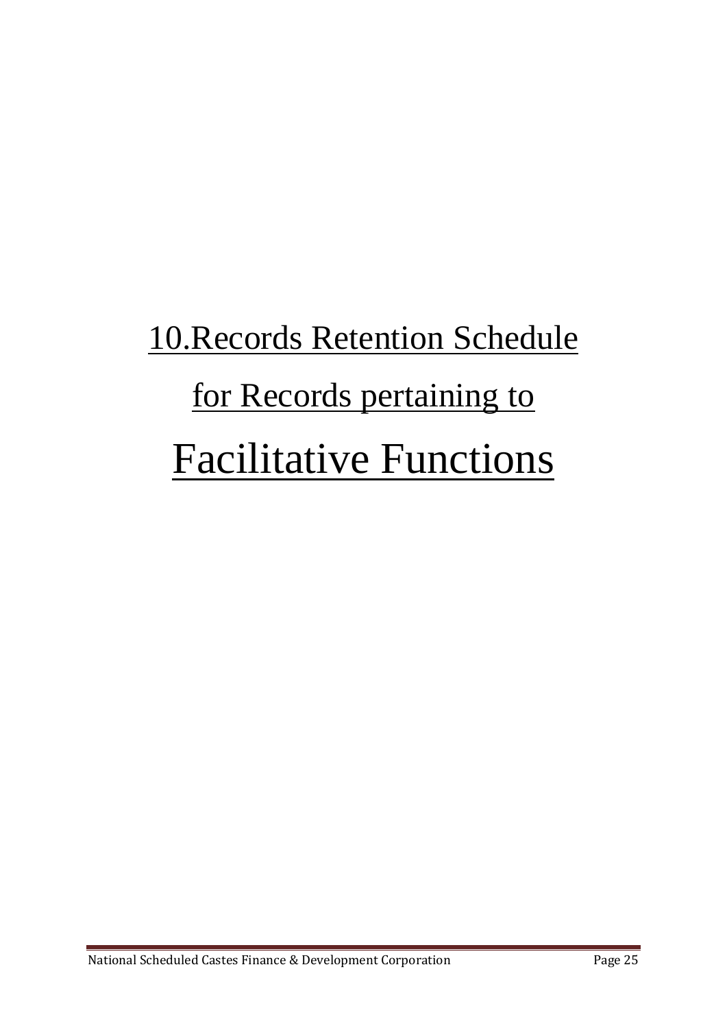# 10.Records Retention Schedule for Records pertaining to Facilitative Functions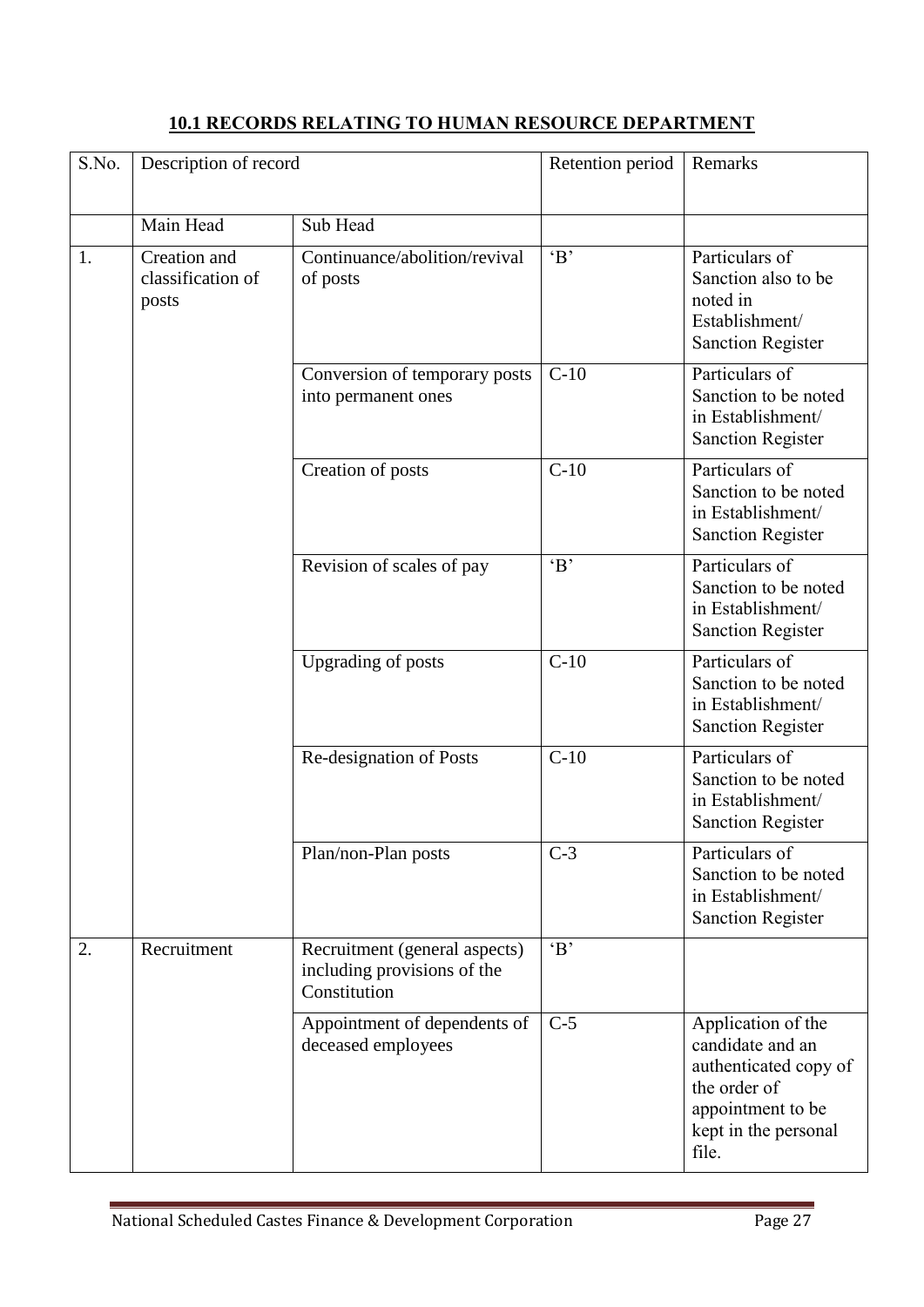## 10.1 RECORDS RELATING TO HUMAN RESOURCE DEPARTMENT

| S.No. | Description of record | | Retention period | Remarks |
|---|---|---|---|---|
| | Main Head | Sub Head | | |
| 1. | Creation and classification of posts | Continuance/abolition/revival of posts | 'B' | Particulars of Sanction also to be noted in Establishment/ Sanction Register |
| | | Conversion of temporary posts into permanent ones | C-10 | Particulars of Sanction to be noted in Establishment/ Sanction Register |
| | | Creation of posts | C-10 | Particulars of Sanction to be noted in Establishment/ Sanction Register |
| | | Revision of scales of pay | 'B' | Particulars of Sanction to be noted in Establishment/ Sanction Register |
| | | Upgrading of posts | C-10 | Particulars of Sanction to be noted in Establishment/ Sanction Register |
| | | Re-designation of Posts | C-10 | Particulars of Sanction to be noted in Establishment/ Sanction Register |
| | | Plan/non-Plan posts | C-3 | Particulars of Sanction to be noted in Establishment/ Sanction Register |
| 2. | Recruitment | Recruitment (general aspects) including provisions of the Constitution | 'B' | |
| | | Appointment of dependents of deceased employees | C-5 | Application of the candidate and an authenticated copy of the order of appointment to be kept in the personal file. |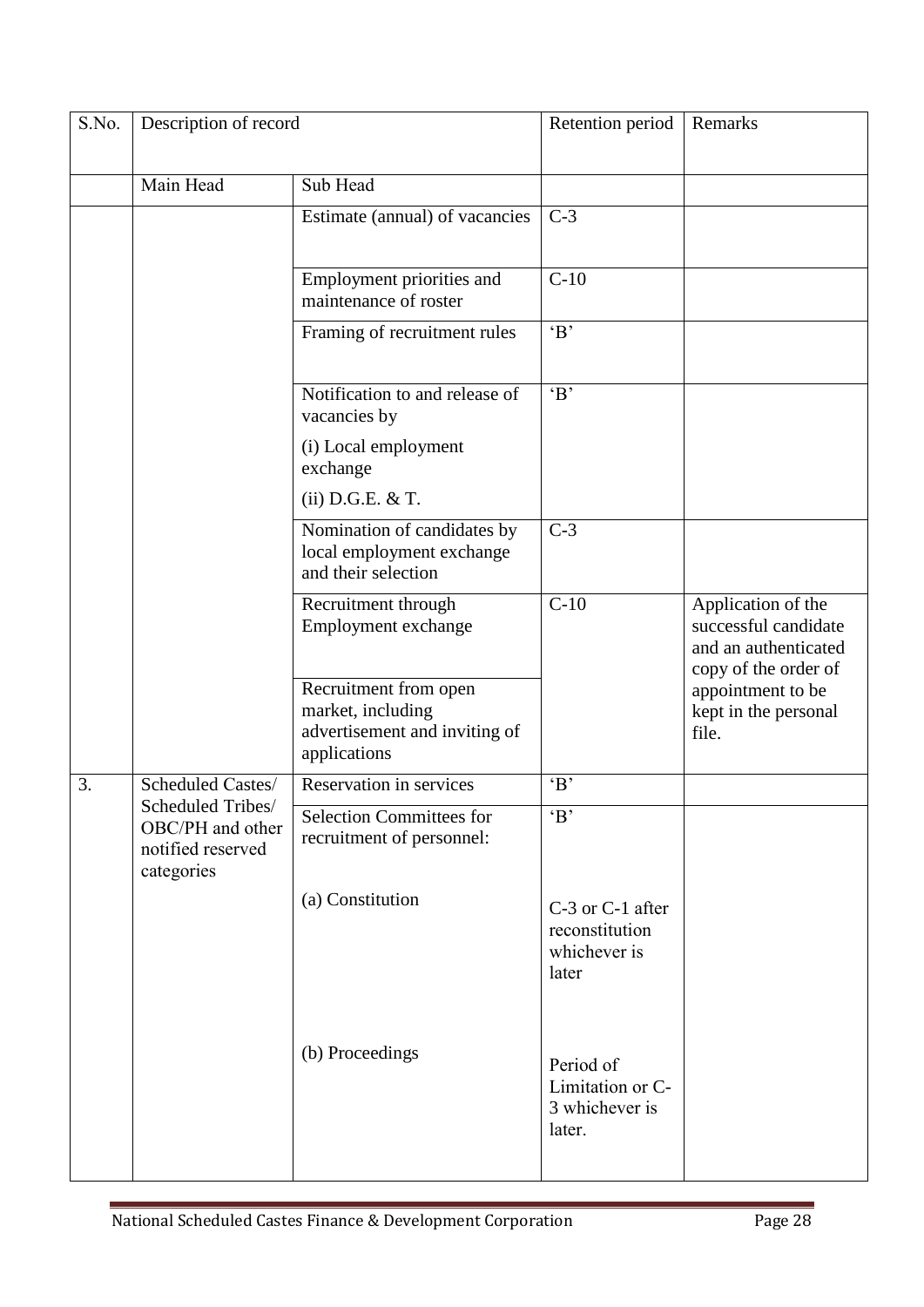| S.No. | Description of record | | Retention period | Remarks |
|---|---|---|---|---|
| | Main Head | Sub Head | | |
| | | Estimate (annual) of vacancies | C-3 | |
| | | Employment priorities and maintenance of roster | C-10 | |
| | | Framing of recruitment rules | 'B' | |
| | | Notification to and release of vacancies by (i) Local employment exchange (ii) D.G.E. & T. | 'B' | |
| | | Nomination of candidates by local employment exchange and their selection | C-3 | |
| | | Recruitment through Employment exchange | C-10 | Application of the successful candidate and an authenticated copy of the order of appointment to be kept in the personal file. |
| | | Recruitment from open market, including advertisement and inviting of applications | | |
| 3. | Scheduled Castes/ Scheduled Tribes/ OBC/PH and other notified reserved categories | Reservation in services | 'B' | |
| | | Selection Committees for recruitment of personnel: | 'B' | |
| | | (a) Constitution | C-3 or C-1 after reconstitution whichever is later | |
| | | (b) Proceedings | Period of Limitation or C-3 whichever is later. | |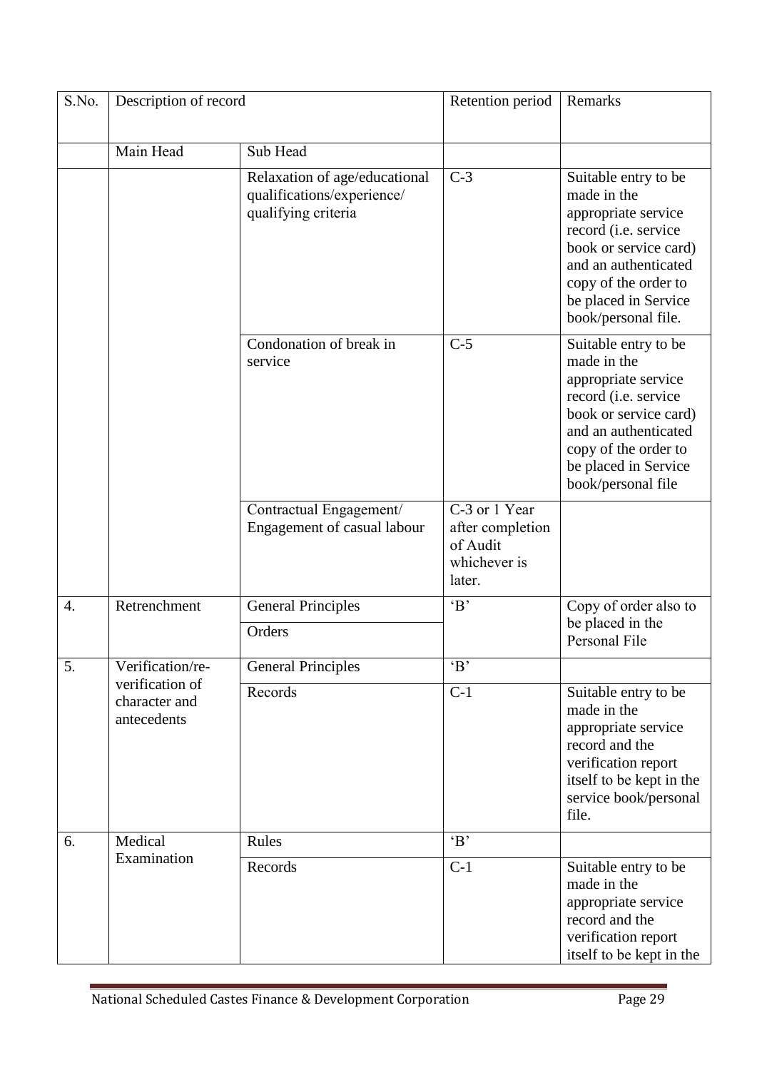| S.No. | Description of record | | Retention period | Remarks |
|---|---|---|---|---|
| | Main Head | Sub Head | | |
| | | Relaxation of age/educational qualifications/experience/ qualifying criteria | C-3 | Suitable entry to be made in the appropriate service record (i.e. service book or service card) and an authenticated copy of the order to be placed in Service book/personal file. |
| | | Condonation of break in service | C-5 | Suitable entry to be made in the appropriate service record (i.e. service book or service card) and an authenticated copy of the order to be placed in Service book/personal file |
| | | Contractual Engagement/ Engagement of casual labour | C-3 or 1 Year after completion of Audit whichever is later. | |
| 4. | Retrenchment | General Principles | 'B' | Copy of order also to be placed in the Personal File |
| | | Orders | | |
| 5. | Verification/re-verification of character and antecedents | General Principles | 'B' | |
| | | Records | C-1 | Suitable entry to be made in the appropriate service record and the verification report itself to be kept in the service book/personal file. |
| 6. | Medical Examination | Rules | 'B' | |
| | | Records | C-1 | Suitable entry to be made in the appropriate service record and the verification report itself to be kept in the |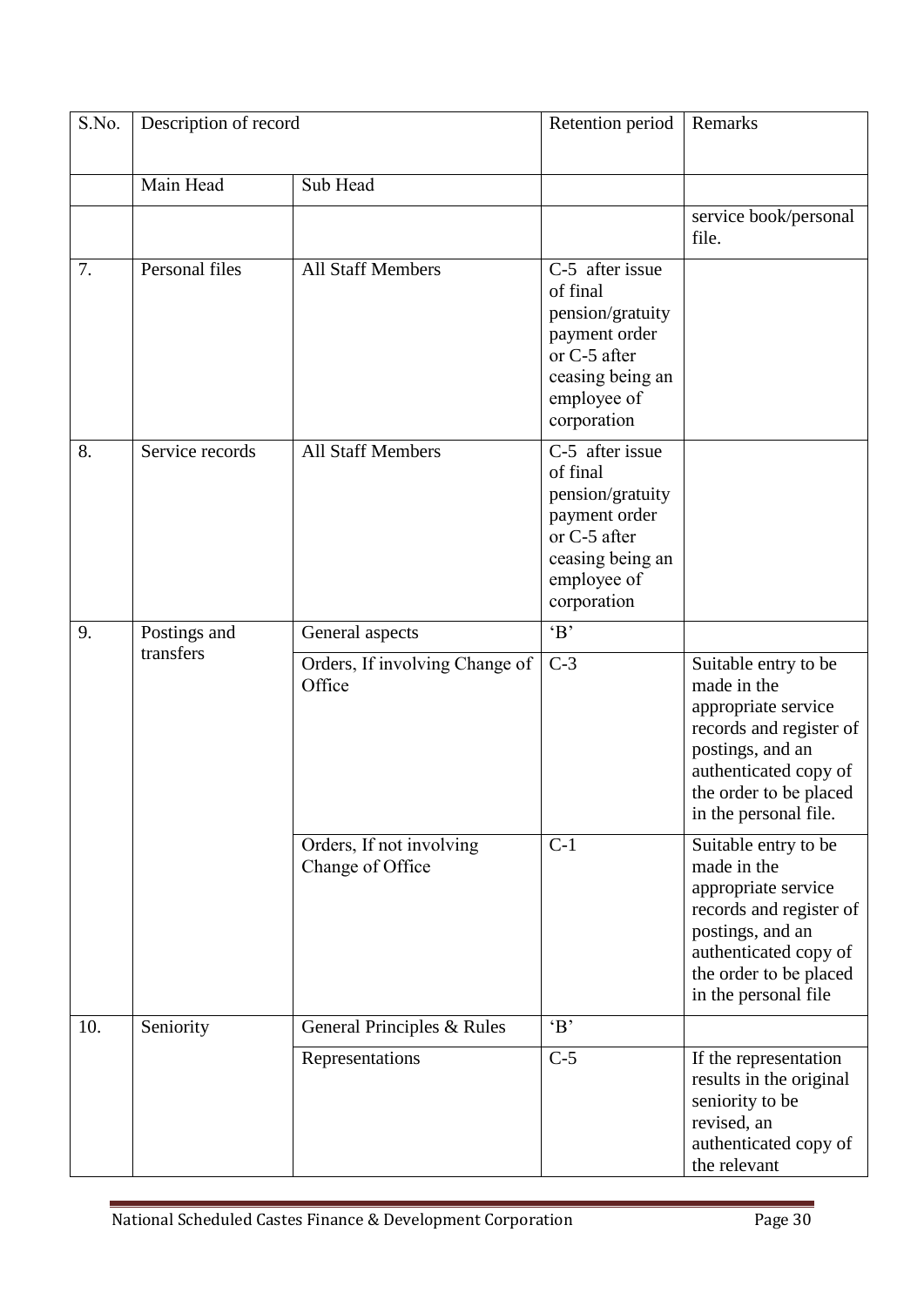| S.No. | Description of record | | Retention period | Remarks |
|---|---|---|---|---|
| | Main Head | Sub Head | | |
| | | | | service book/personal file. |
| 7. | Personal files | All Staff Members | C-5 after issue of final pension/gratuity payment order or C-5 after ceasing being an employee of corporation | |
| 8. | Service records | All Staff Members | C-5 after issue of final pension/gratuity payment order or C-5 after ceasing being an employee of corporation | |
| 9. | Postings and transfers | General aspects | 'B' | |
| | | Orders, If involving Change of Office | C-3 | Suitable entry to be made in the appropriate service records and register of postings, and an authenticated copy of the order to be placed in the personal file. |
| | | Orders, If not involving Change of Office | C-1 | Suitable entry to be made in the appropriate service records and register of postings, and an authenticated copy of the order to be placed in the personal file |
| 10. | Seniority | General Principles & Rules | 'B' | |
| | | Representations | C-5 | If the representation results in the original seniority to be revised, an authenticated copy of the relevant |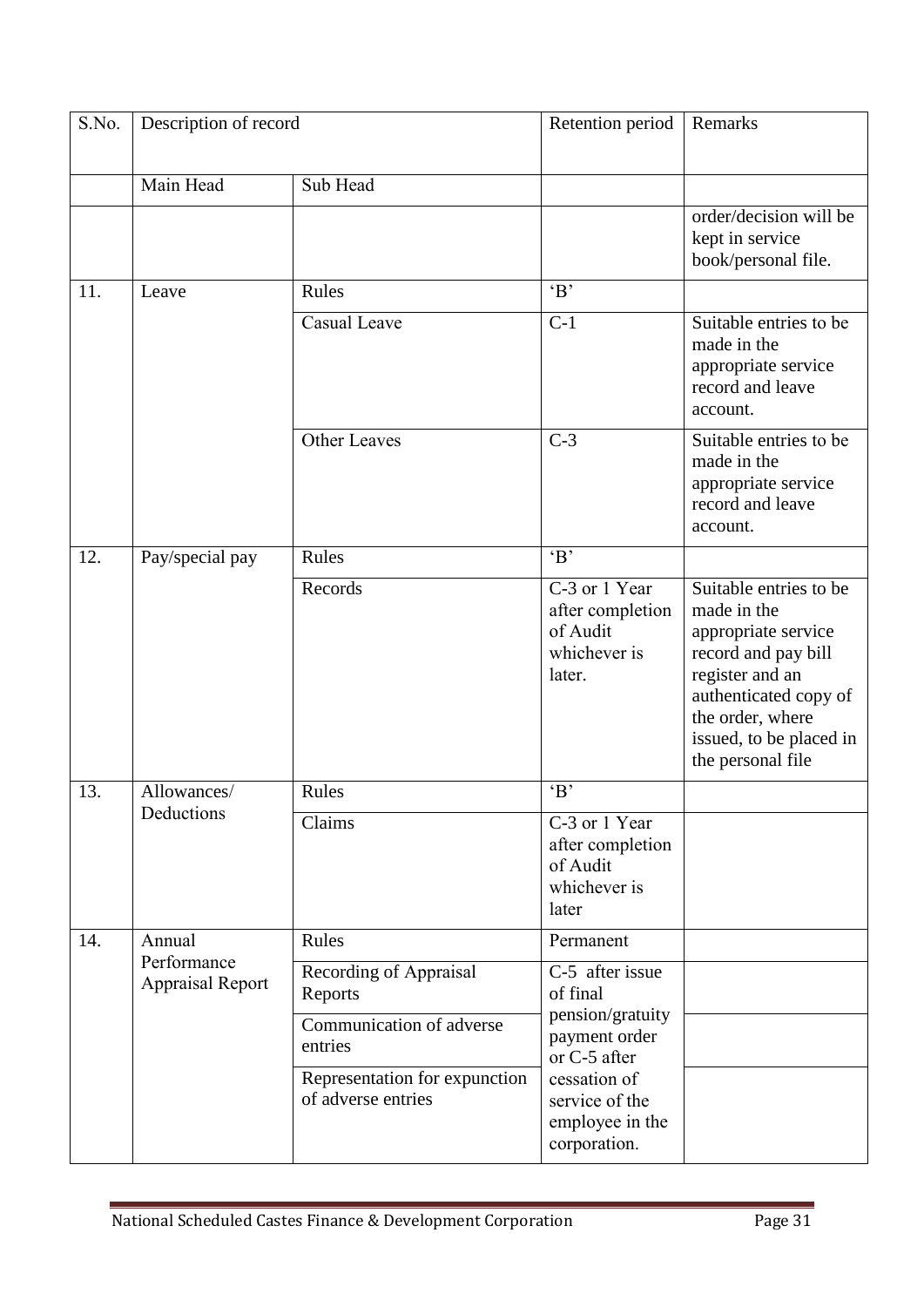| S.No. | Description of record | | Retention period | Remarks |
|---|---|---|---|---|
| | Main Head | Sub Head | | |
| | | | | order/decision will be kept in service book/personal file. |
| 11. | Leave | Rules | 'B' | |
| | | Casual Leave | C-1 | Suitable entries to be made in the appropriate service record and leave account. |
| | | Other Leaves | C-3 | Suitable entries to be made in the appropriate service record and leave account. |
| 12. | Pay/special pay | Rules | 'B' | |
| | | Records | C-3 or 1 Year after completion of Audit whichever is later. | Suitable entries to be made in the appropriate service record and pay bill register and an authenticated copy of the order, where issued, to be placed in the personal file |
| 13. | Allowances/ Deductions | Rules | 'B' | |
| | | Claims | C-3 or 1 Year after completion of Audit whichever is later | |
| 14. | Annual Performance Appraisal Report | Rules | Permanent | |
| | | Recording of Appraisal Reports | C-5 after issue of final pension/gratuity payment order or C-5 after cessation of service of the employee in the corporation. | |
| | | Communication of adverse entries | | |
| | | Representation for expunction of adverse entries | | |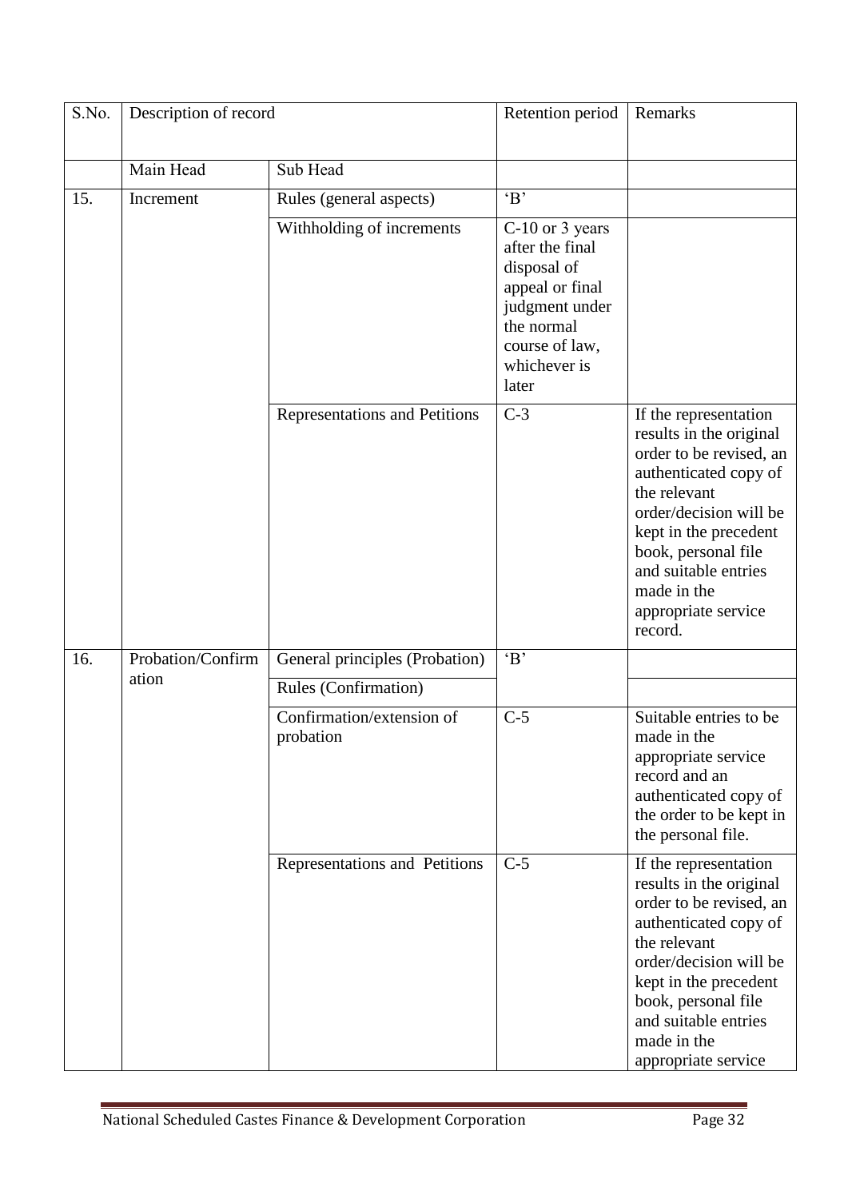| S.No. | Description of record | | Retention period | Remarks |
|---|---|---|---|---|
| | Main Head | Sub Head | | |
| 15. | Increment | Rules (general aspects) | 'B' | |
| | | Withholding of increments | C-10 or 3 years after the final disposal of appeal or final judgment under the normal course of law, whichever is later | |
| | | Representations and Petitions | C-3 | If the representation results in the original order to be revised, an authenticated copy of the relevant order/decision will be kept in the precedent book, personal file and suitable entries made in the appropriate service record. |
| 16. | Probation/Confirmation | General principles (Probation) | 'B' | |
| | | Rules (Confirmation) | | |
| | | Confirmation/extension of probation | C-5 | Suitable entries to be made in the appropriate service record and an authenticated copy of the order to be kept in the personal file. |
| | | Representations and Petitions | C-5 | If the representation results in the original order to be revised, an authenticated copy of the relevant order/decision will be kept in the precedent book, personal file and suitable entries made in the appropriate service |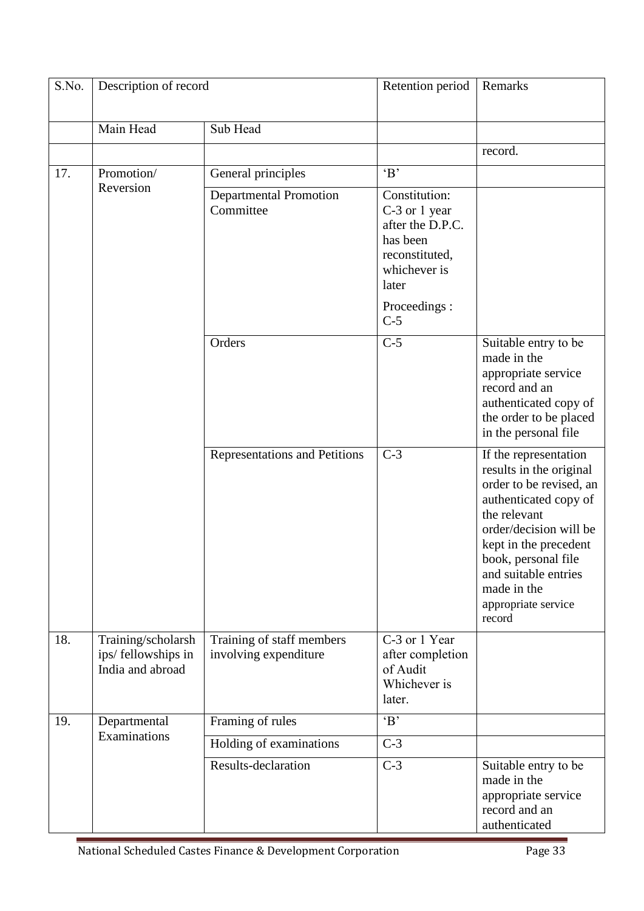| S.No. | Description of record | | Retention period | Remarks |
|---|---|---|---|---|
| | Main Head | Sub Head | | |
| | | | | record. |
| 17. | Promotion/ Reversion | General principles | 'B' | |
| | | Departmental Promotion Committee | Constitution: C-3 or 1 year after the D.P.C. has been reconstituted, whichever is later<br><br>Proceedings : C-5 | |
| | | Orders | C-5 | Suitable entry to be made in the appropriate service record and an authenticated copy of the order to be placed in the personal file |
| | | Representations and Petitions | C-3 | If the representation results in the original order to be revised, an authenticated copy of the relevant order/decision will be kept in the precedent book, personal file and suitable entries made in the appropriate service record |
| 18. | Training/scholarships/ fellowships in India and abroad | Training of staff members involving expenditure | C-3 or 1 Year after completion of Audit Whichever is later. | |
| 19. | Departmental Examinations | Framing of rules | 'B' | |
| | | Holding of examinations | C-3 | |
| | | Results-declaration | C-3 | Suitable entry to be made in the appropriate service record and an authenticated |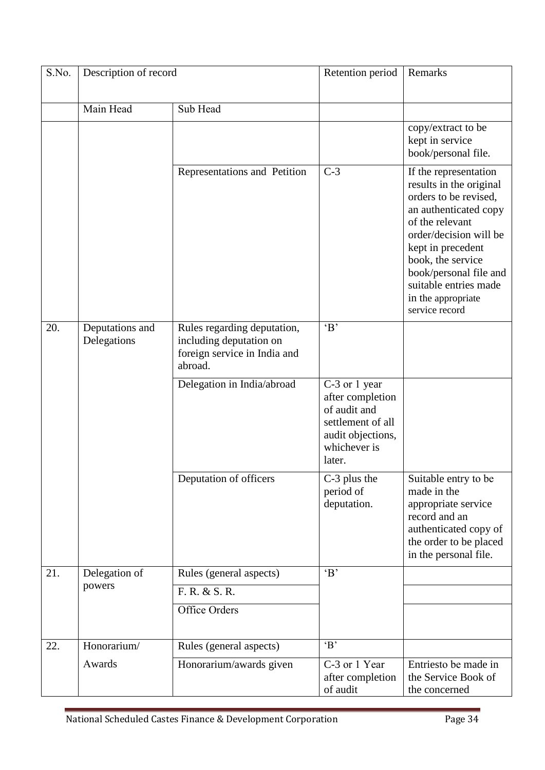| S.No. | Description of record | | Retention period | Remarks |
|---|---|---|---|---|
| | Main Head | Sub Head | | |
| | | | | copy/extract to be kept in service book/personal file. |
| | | Representations and Petition | C-3 | If the representation results in the original orders to be revised, an authenticated copy of the relevant order/decision will be kept in precedent book, the service book/personal file and suitable entries made in the appropriate service record |
| 20. | Deputations and Delegations | Rules regarding deputation, including deputation on foreign service in India and abroad. | 'B' | |
| | | Delegation in India/abroad | C-3 or 1 year after completion of audit and settlement of all audit objections, whichever is later. | |
| | | Deputation of officers | C-3 plus the period of deputation. | Suitable entry to be made in the appropriate service record and an authenticated copy of the order to be placed in the personal file. |
| 21. | Delegation of powers | Rules (general aspects) | 'B' | |
| | | F. R. & S. R. | | |
| | | Office Orders | | |
| 22. | Honorarium/ Awards | Rules (general aspects) | 'B' | |
| | | Honorarium/awards given | C-3 or 1 Year after completion of audit | Entriesto be made in the Service Book of the concerned |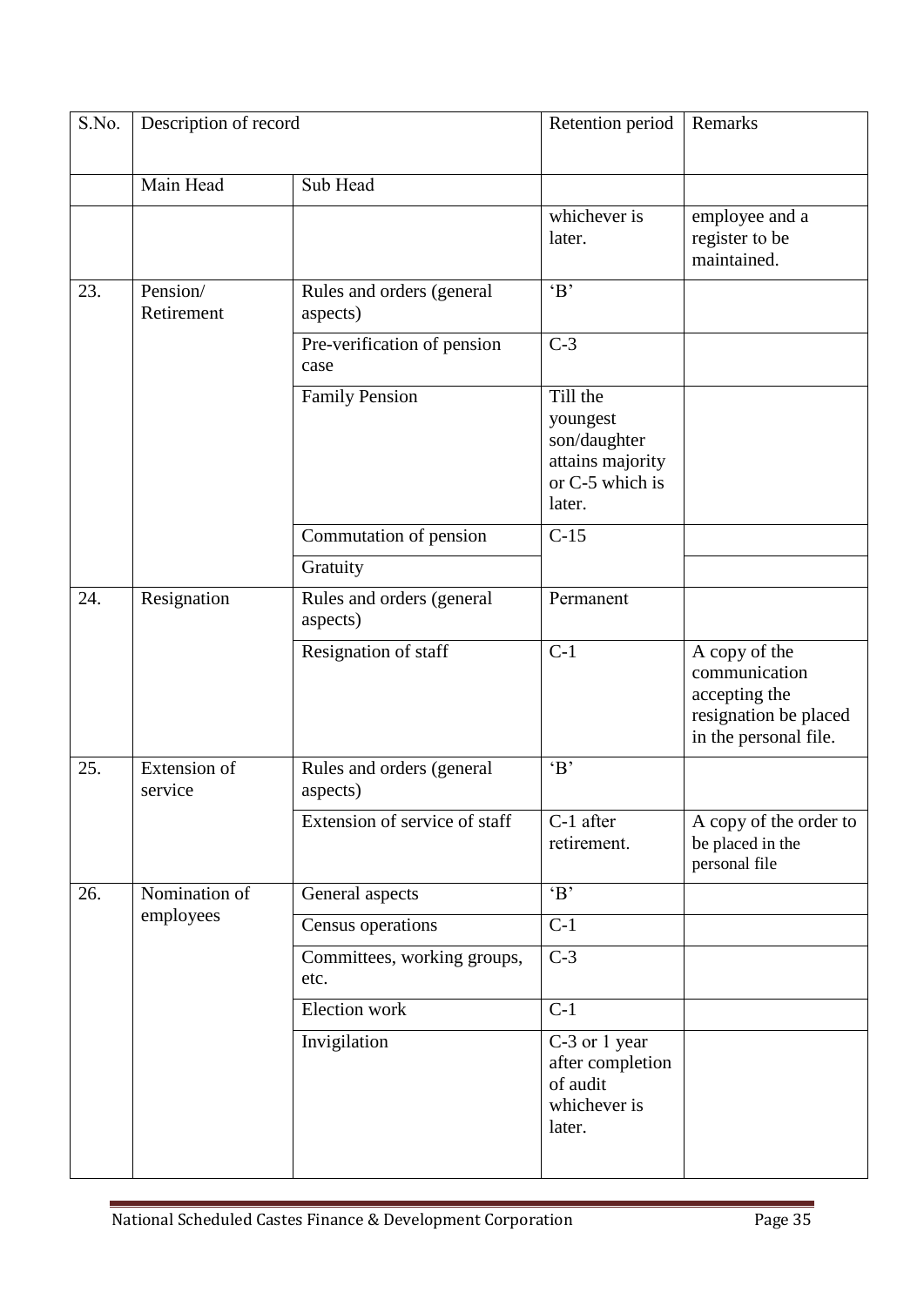| S.No. | Description of record | | Retention period | Remarks |
|---|---|---|---|---|
| | Main Head | Sub Head | | |
| | | | whichever is later. | employee and a register to be maintained. |
| 23. | Pension/ Retirement | Rules and orders (general aspects) | 'B' | |
| | | Pre-verification of pension case | C-3 | |
| | | Family Pension | Till the youngest son/daughter attains majority or C-5 which is later. | |
| | | Commutation of pension | C-15 | |
| | | Gratuity | | |
| 24. | Resignation | Rules and orders (general aspects) | Permanent | |
| | | Resignation of staff | C-1 | A copy of the communication accepting the resignation be placed in the personal file. |
| 25. | Extension of service | Rules and orders (general aspects) | 'B' | |
| | | Extension of service of staff | C-1 after retirement. | A copy of the order to be placed in the personal file |
| 26. | Nomination of employees | General aspects | 'B' | |
| | | Census operations | C-1 | |
| | | Committees, working groups, etc. | C-3 | |
| | | Election work | C-1 | |
| | | Invigilation | C-3 or 1 year after completion of audit whichever is later. | |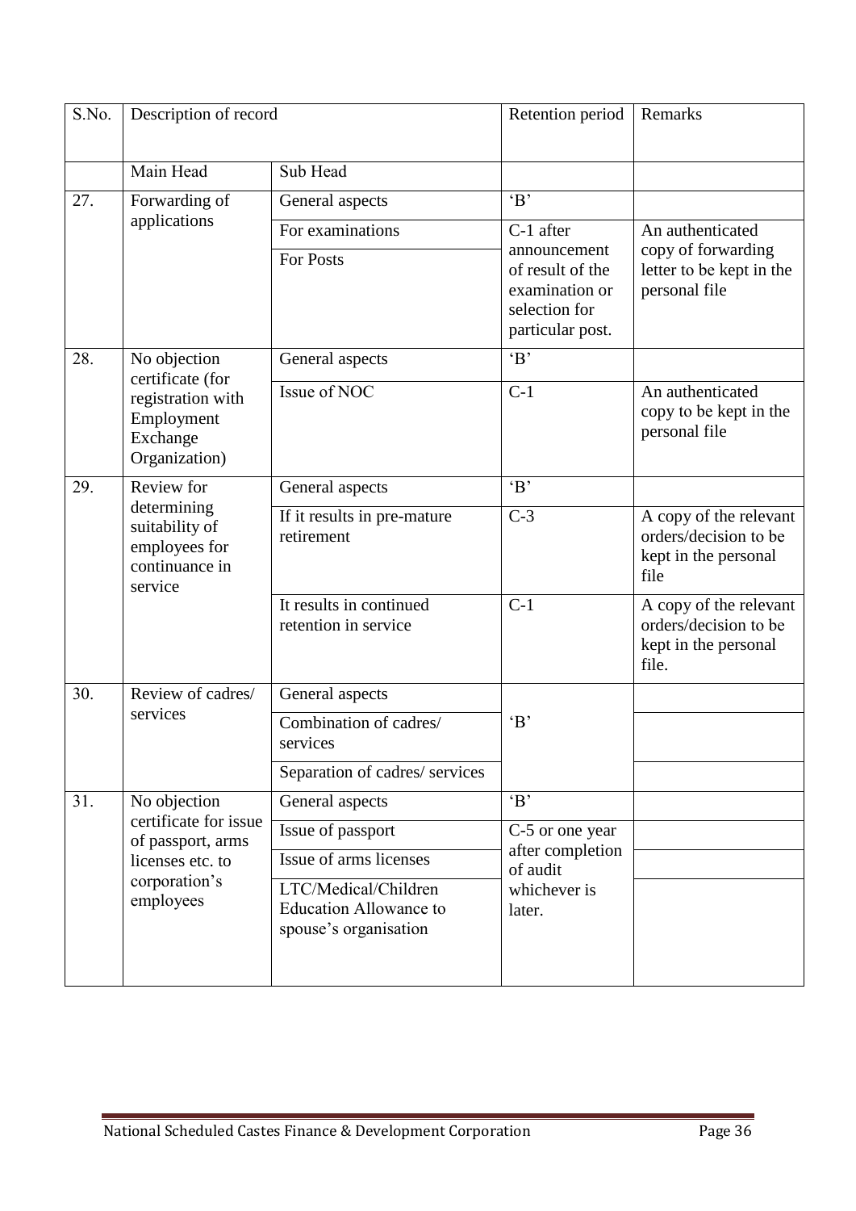| S.No. | Description of record | | Retention period | Remarks |
|---|---|---|---|---|
| | Main Head | Sub Head | | |
| 27. | Forwarding of applications | General aspects | 'B' | |
| | | For examinations | C-1 after announcement of result of the examination or selection for particular post. | An authenticated copy of forwarding letter to be kept in the personal file |
| | | For Posts | | |
| 28. | No objection certificate (for registration with Employment Exchange Organization) | General aspects | 'B' | |
| | | Issue of NOC | C-1 | An authenticated copy to be kept in the personal file |
| 29. | Review for determining suitability of employees for continuance in service | General aspects | 'B' | |
| | | If it results in pre-mature retirement | C-3 | A copy of the relevant orders/decision to be kept in the personal file |
| | | It results in continued retention in service | C-1 | A copy of the relevant orders/decision to be kept in the personal file. |
| 30. | Review of cadres/ services | General aspects | 'B' | |
| | | Combination of cadres/ services | | |
| | | Separation of cadres/ services | | |
| 31. | No objection certificate for issue of passport, arms licenses etc. to corporation's employees | General aspects | 'B' | |
| | | Issue of passport | C-5 or one year after completion of audit whichever is later. | |
| | | Issue of arms licenses | | |
| | | LTC/Medical/Children Education Allowance to spouse's organisation | | |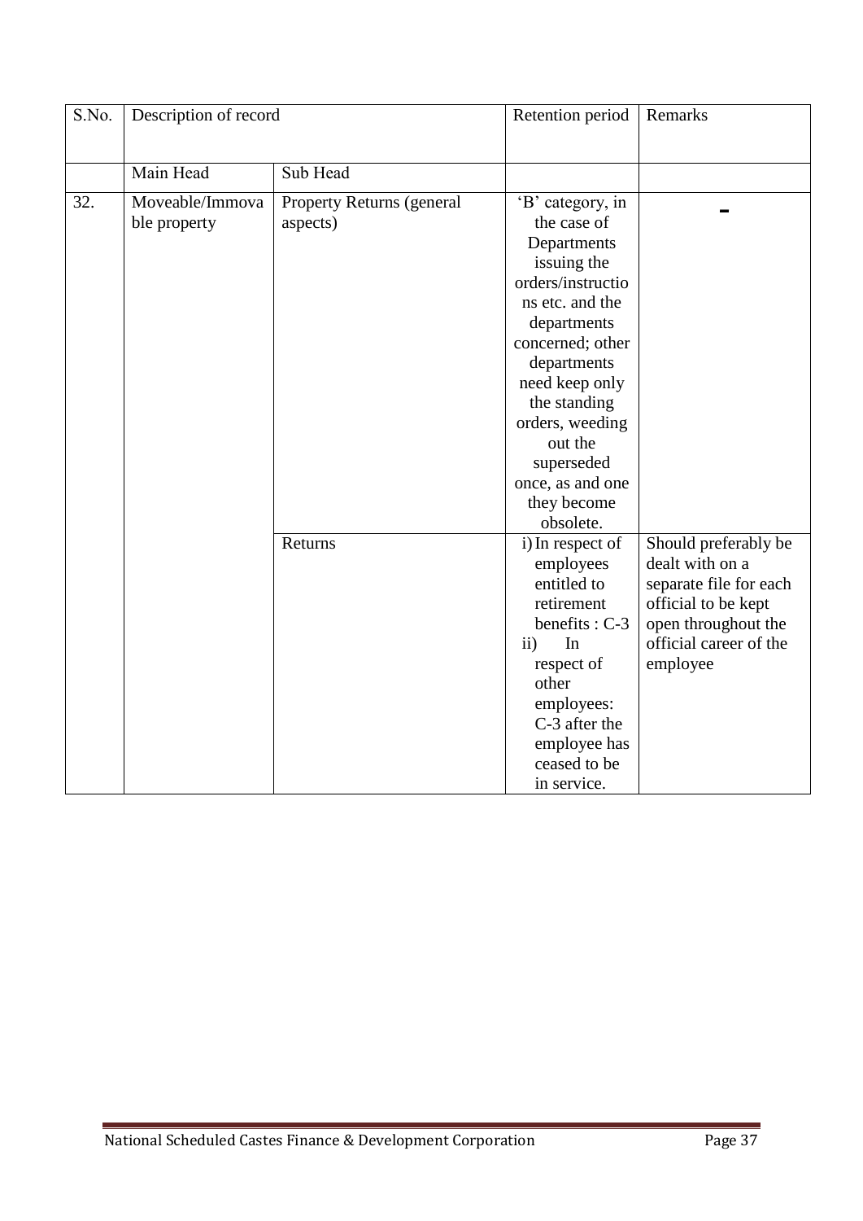| S.No. | Description of record | | Retention period | Remarks |
|---|---|---|---|---|
| | Main Head | Sub Head | | |
| 32. | Moveable/Immovable property | Property Returns (general aspects) | 'B' category, in the case of Departments issuing the orders/instructions etc. and the departments concerned; other departments need keep only the standing orders, weeding out the superseded once, as and one they become obsolete. | - |
| | | Returns | i) In respect of employees entitled to retirement benefits : C-3<br>ii) In respect of other employees: C-3 after the employee has ceased to be in service. | Should preferably be dealt with on a separate file for each official to be kept open throughout the official career of the employee |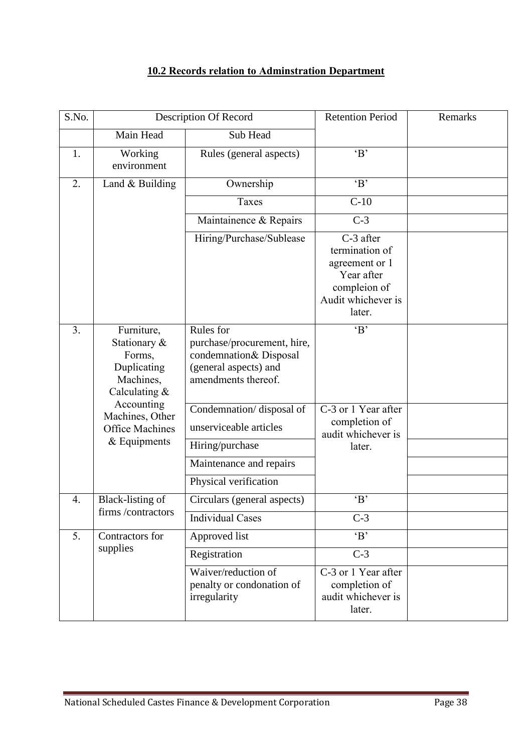## 10.2 Records relation to Adminstration Department

| S.No. | Description Of Record | | Retention Period | Remarks |
|---|---|---|---|---|
| | Main Head | Sub Head | | |
| 1. | Working environment | Rules (general aspects) | 'B' | |
| 2. | Land & Building | Ownership | 'B' | |
| | | Taxes | C-10 | |
| | | Maintainence & Repairs | C-3 | |
| | | Hiring/Purchase/Sublease | C-3 after termination of agreement or 1 Year after compleion of Audit whichever is later. | |
| 3. | Furniture, Stationary & Forms, Duplicating Machines, Calculating & Accounting Machines, Other Office Machines & Equipments | Rules for purchase/procurement, hire, condemnation& Disposal (general aspects) and amendments thereof. | 'B' | |
| | | Condemnation/ disposal of unserviceable articles | C-3 or 1 Year after completion of audit whichever is later. | |
| | | Hiring/purchase | | |
| | | Maintenance and repairs | | |
| | | Physical verification | | |
| 4. | Black-listing of firms /contractors | Circulars (general aspects) | 'B' | |
| | | Individual Cases | C-3 | |
| 5. | Contractors for supplies | Approved list | 'B' | |
| | | Registration | C-3 | |
| | | Waiver/reduction of penalty or condonation of irregularity | C-3 or 1 Year after completion of audit whichever is later. | |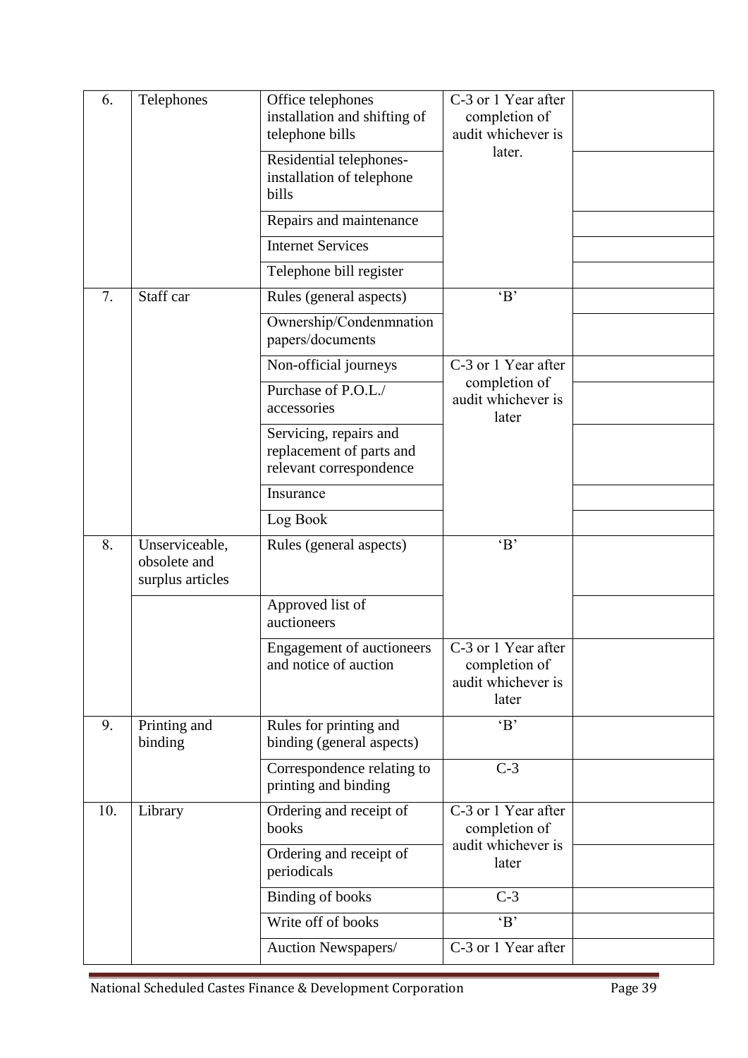| 6. | Telephones | Office telephones installation and shifting of telephone bills | C-3 or 1 Year after completion of audit whichever is later. | |
|---|---|---|---|---|
| | | Residential telephones- installation of telephone bills | | |
| | | Repairs and maintenance | | |
| | | Internet Services | | |
| | | Telephone bill register | | |
| 7. | Staff car | Rules (general aspects) | 'B' | |
| | | Ownership/Condenmnation papers/documents | | |
| | | Non-official journeys | C-3 or 1 Year after completion of audit whichever is later | |
| | | Purchase of P.O.L./ accessories | | |
| | | Servicing, repairs and replacement of parts and relevant correspondence | | |
| | | Insurance | | |
| | | Log Book | | |
| 8. | Unserviceable, obsolete and surplus articles | Rules (general aspects) | 'B' | |
| | | Approved list of auctioneers | | |
| | | Engagement of auctioneers and notice of auction | C-3 or 1 Year after completion of audit whichever is later | |
| 9. | Printing and binding | Rules for printing and binding (general aspects) | 'B' | |
| | | Correspondence relating to printing and binding | C-3 | |
| 10. | Library | Ordering and receipt of books | C-3 or 1 Year after completion of audit whichever is later | |
| | | Ordering and receipt of periodicals | | |
| | | Binding of books | C-3 | |
| | | Write off of books | 'B' | |
| | | Auction Newspapers/ | C-3 or 1 Year after | |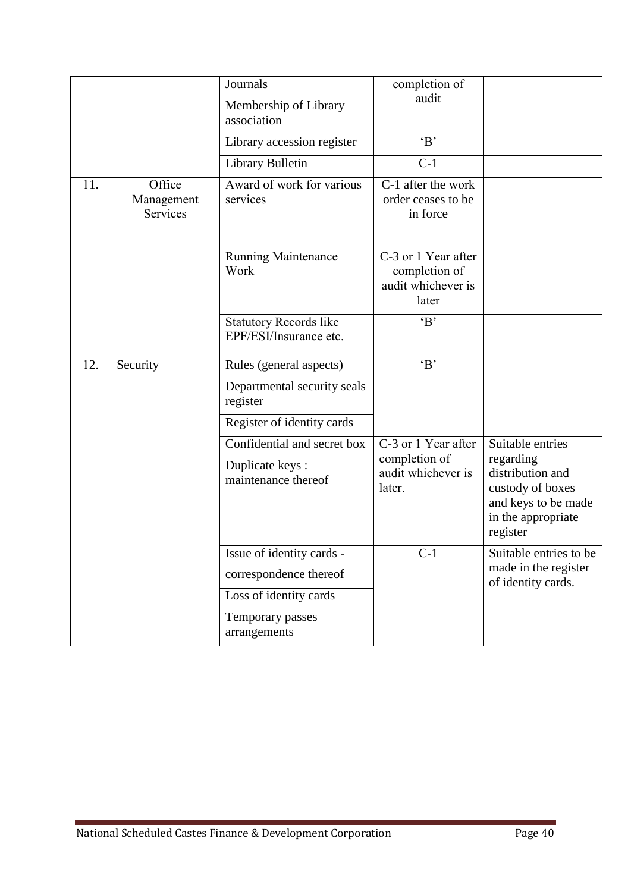| | | | | |
|---|---|---|---|---|
| | | Journals | completion of audit | |
| | | Membership of Library association | | |
| | | Library accession register | 'B' | |
| | | Library Bulletin | C-1 | |
| 11. | Office Management Services | Award of work for various services | C-1 after the work order ceases to be in force | |
| | | Running Maintenance Work | C-3 or 1 Year after completion of audit whichever is later | |
| | | Statutory Records like EPF/ESI/Insurance etc. | 'B' | |
| 12. | Security | Rules (general aspects) | 'B' | |
| | | Departmental security seals register | | |
| | | Register of identity cards | | |
| | | Confidential and secret box | C-3 or 1 Year after completion of audit whichever is later. | Suitable entries regarding distribution and custody of boxes and keys to be made in the appropriate register |
| | | Duplicate keys : maintenance thereof | | |
| | | Issue of identity cards - correspondence thereof | C-1 | Suitable entries to be made in the register of identity cards. |
| | | Loss of identity cards | | |
| | | Temporary passes arrangements | | |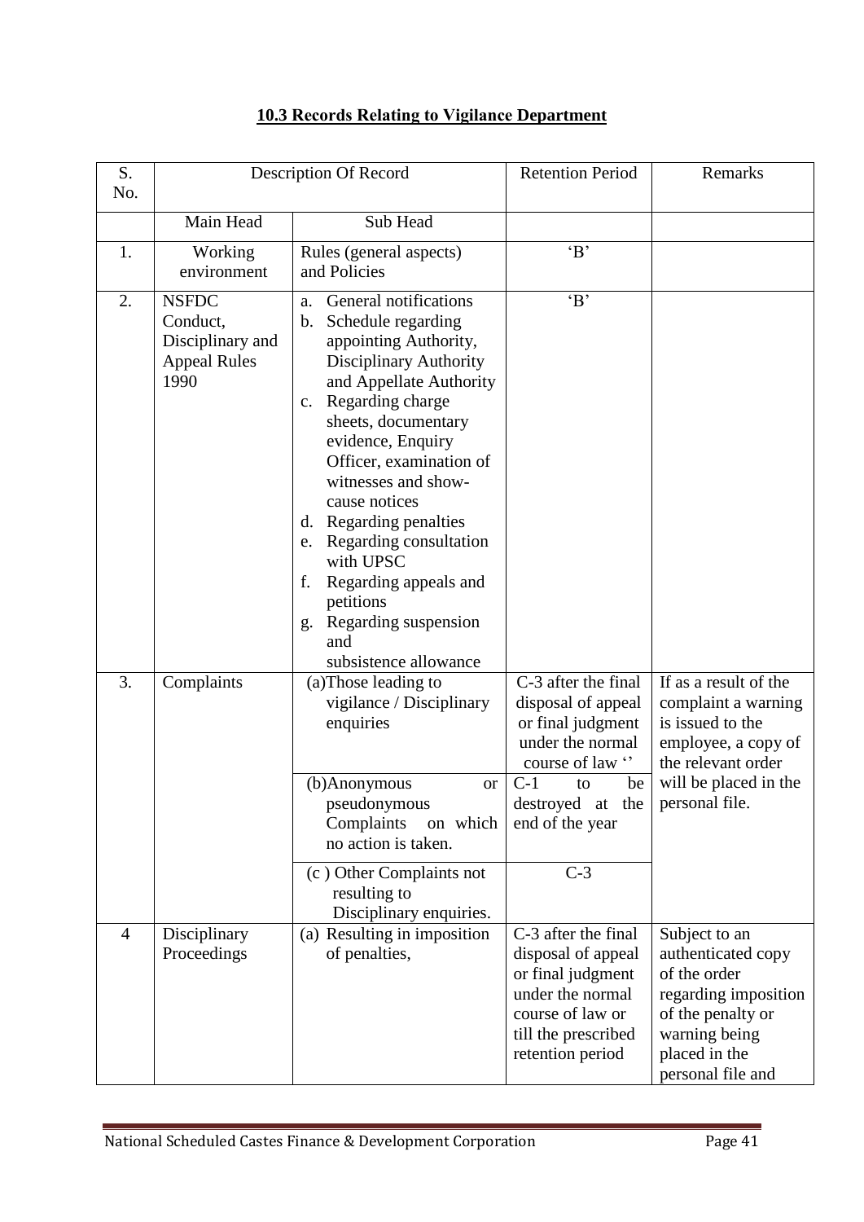## 10.3 Records Relating to Vigilance Department

| S. No. | Description Of Record | | Retention Period | Remarks |
|---|---|---|---|---|
| | Main Head | Sub Head | | |
| 1. | Working environment | Rules (general aspects) and Policies | 'B' | |
| 2. | NSFDC Conduct, Disciplinary and Appeal Rules 1990 | a. General notifications<br>b. Schedule regarding appointing Authority, Disciplinary Authority and Appellate Authority<br>c. Regarding charge sheets, documentary evidence, Enquiry Officer, examination of witnesses and show-cause notices<br>d. Regarding penalties<br>e. Regarding consultation with UPSC<br>f. Regarding appeals and petitions<br>g. Regarding suspension and subsistence allowance | 'B' | |
| 3. | Complaints | (a)Those leading to vigilance / Disciplinary enquiries | C-3 after the final disposal of appeal or final judgment under the normal course of law '' | If as a result of the complaint a warning is issued to the employee, a copy of the relevant order will be placed in the personal file. |
| | | (b)Anonymous or pseudonymous Complaints on which no action is taken. | C-1 to be destroyed at the end of the year | |
| | | (c ) Other Complaints not resulting to Disciplinary enquiries. | C-3 | |
| 4 | Disciplinary Proceedings | (a) Resulting in imposition of penalties, | C-3 after the final disposal of appeal or final judgment under the normal course of law or till the prescribed retention period | Subject to an authenticated copy of the order regarding imposition of the penalty or warning being placed in the personal file and |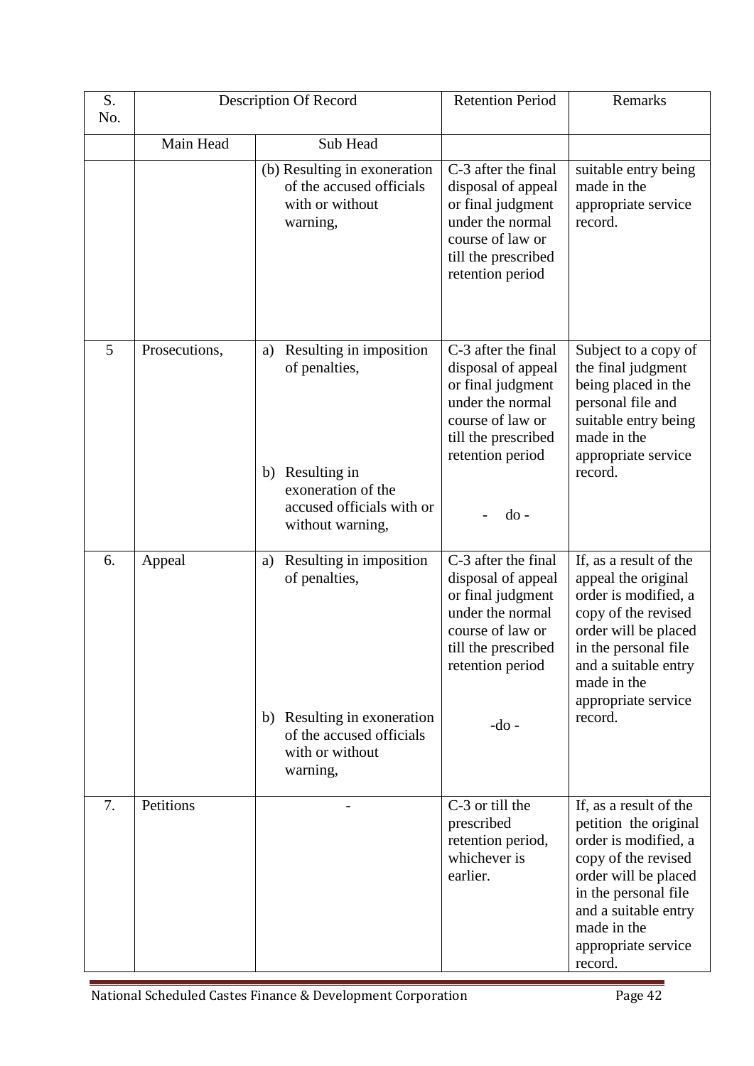| S. No. | Description Of Record | | Retention Period | Remarks |
|---|---|---|---|---|
| | Main Head | Sub Head | | |
| | | (b) Resulting in exoneration of the accused officials with or without warning, | C-3 after the final disposal of appeal or final judgment under the normal course of law or till the prescribed retention period | suitable entry being made in the appropriate service record. |
| 5 | Prosecutions, | a) Resulting in imposition of penalties,<br><br>b) Resulting in exoneration of the accused officials with or without warning, | C-3 after the final disposal of appeal or final judgment under the normal course of law or till the prescribed retention period<br><br>- do - | Subject to a copy of the final judgment being placed in the personal file and suitable entry being made in the appropriate service record. |
| 6. | Appeal | a) Resulting in imposition of penalties,<br><br>b) Resulting in exoneration of the accused officials with or without warning, | C-3 after the final disposal of appeal or final judgment under the normal course of law or till the prescribed retention period<br><br>-do - | If, as a result of the appeal the original order is modified, a copy of the revised order will be placed in the personal file and a suitable entry made in the appropriate service record. |
| 7. | Petitions | - | C-3 or till the prescribed retention period, whichever is earlier. | If, as a result of the petition the original order is modified, a copy of the revised order will be placed in the personal file and a suitable entry made in the appropriate service record. |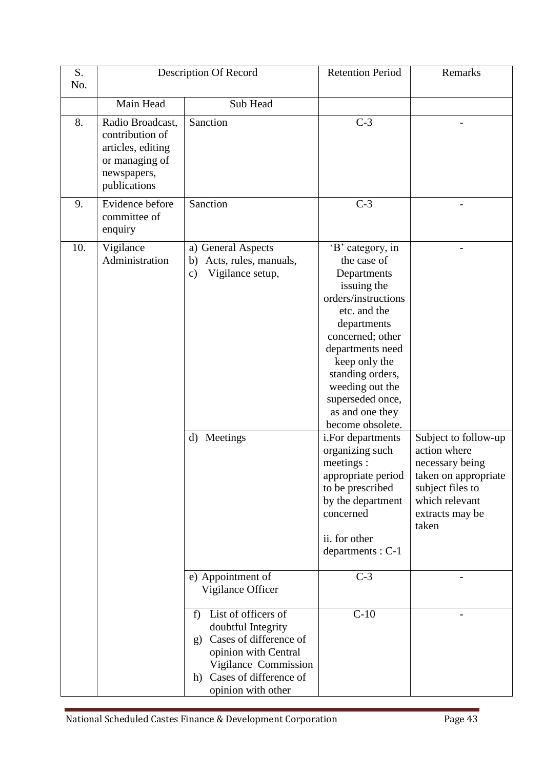| S. No. | Description Of Record | | Retention Period | Remarks |
|---|---|---|---|---|
| | Main Head | Sub Head | | |
| 8. | Radio Broadcast, contribution of articles, editing or managing of newspapers, publications | Sanction | C-3 | - |
| 9. | Evidence before committee of enquiry | Sanction | C-3 | - |
| 10. | Vigilance Administration | a) General Aspects<br>b) Acts, rules, manuals,<br>c) Vigilance setup, | 'B' category, in the case of Departments issuing the orders/instructions etc. and the departments concerned; other departments need keep only the standing orders, weeding out the superseded once, as and one they become obsolete. | - |
| | | d) Meetings | i.For departments organizing such meetings : appropriate period to be prescribed by the department concerned<br><br>ii. for other departments : C-1 | Subject to follow-up action where necessary being taken on appropriate subject files to which relevant extracts may be taken |
| | | e) Appointment of Vigilance Officer | C-3 | - |
| | | f) List of officers of doubtful Integrity<br>g) Cases of difference of opinion with Central Vigilance Commission<br>h) Cases of difference of opinion with other | C-10 | - |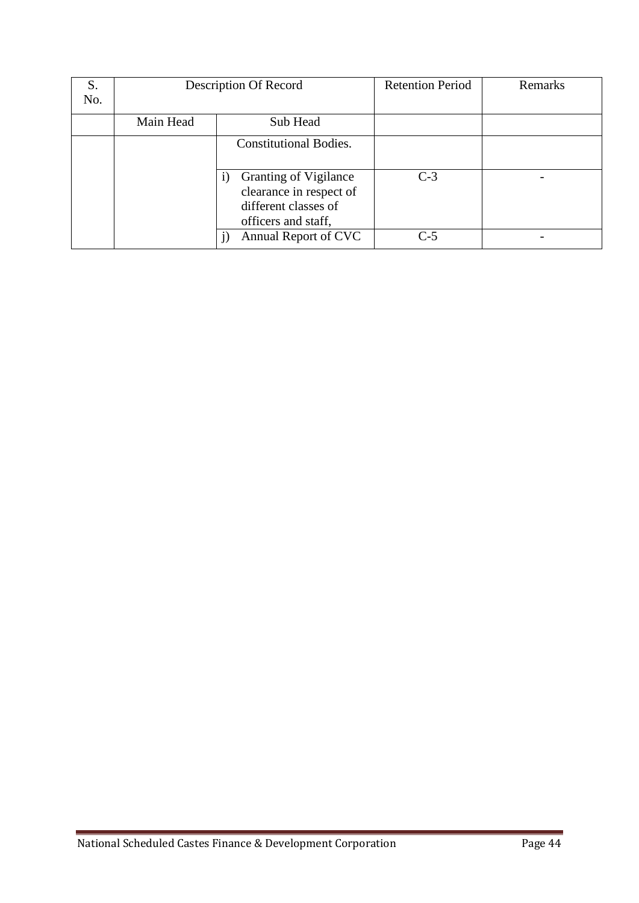| S. No. | Description Of Record | | Retention Period | Remarks |
|---|---|---|---|---|
| | Main Head | Sub Head | | |
| | | Constitutional Bodies. | | |
| | | i) Granting of Vigilance clearance in respect of different classes of officers and staff, | C-3 | - |
| | | j) Annual Report of CVC | C-5 | - |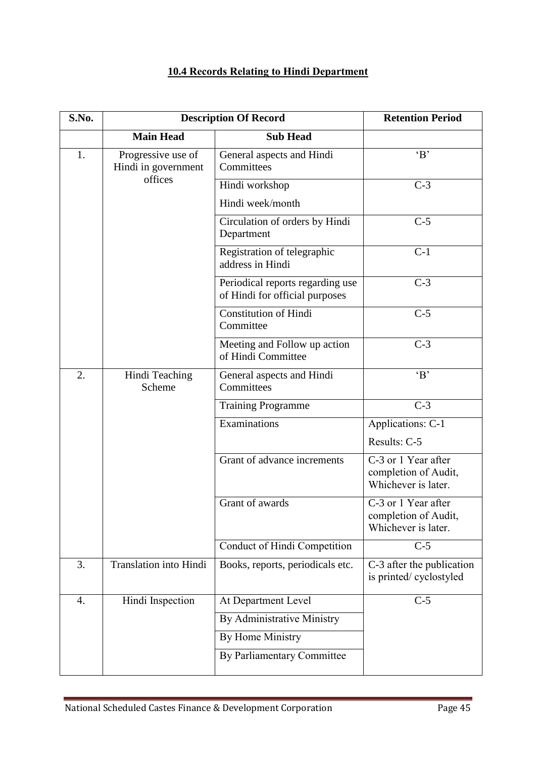## 10.4 Records Relating to Hindi Department

| S.No. | Description Of Record | | Retention Period |
|---|---|---|---|
| | **Main Head** | **Sub Head** | |
| 1. | Progressive use of Hindi in government offices | General aspects and Hindi Committees | 'B' |
| | | Hindi workshop<br>Hindi week/month | C-3 |
| | | Circulation of orders by Hindi Department | C-5 |
| | | Registration of telegraphic address in Hindi | C-1 |
| | | Periodical reports regarding use of Hindi for official purposes | C-3 |
| | | Constitution of Hindi Committee | C-5 |
| | | Meeting and Follow up action of Hindi Committee | C-3 |
| 2. | Hindi Teaching Scheme | General aspects and Hindi Committees | 'B' |
| | | Training Programme | C-3 |
| | | Examinations | Applications: C-1<br>Results: C-5 |
| | | Grant of advance increments | C-3 or 1 Year after completion of Audit, Whichever is later. |
| | | Grant of awards | C-3 or 1 Year after completion of Audit, Whichever is later. |
| | | Conduct of Hindi Competition | C-5 |
| 3. | Translation into Hindi | Books, reports, periodicals etc. | C-3 after the publication is printed/ cyclostyled |
| 4. | Hindi Inspection | At Department Level | C-5 |
| | | By Administrative Ministry | |
| | | By Home Ministry | |
| | | By Parliamentary Committee | |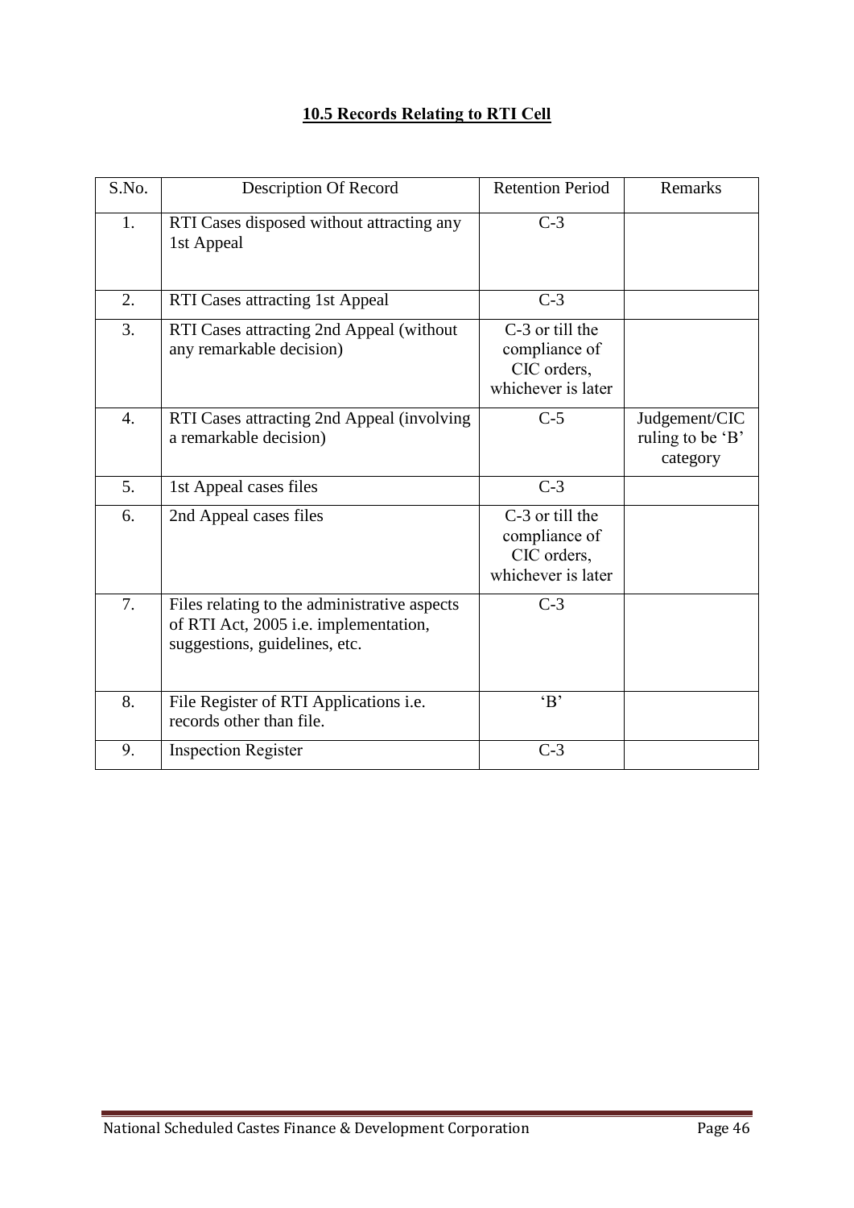## 10.5 Records Relating to RTI Cell

| S.No. | Description Of Record | Retention Period | Remarks |
|---|---|---|---|
| 1. | RTI Cases disposed without attracting any 1st Appeal | C-3 | |
| 2. | RTI Cases attracting 1st Appeal | C-3 | |
| 3. | RTI Cases attracting 2nd Appeal (without any remarkable decision) | C-3 or till the compliance of CIC orders, whichever is later | |
| 4. | RTI Cases attracting 2nd Appeal (involving a remarkable decision) | C-5 | Judgement/CIC ruling to be 'B' category |
| 5. | 1st Appeal cases files | C-3 | |
| 6. | 2nd Appeal cases files | C-3 or till the compliance of CIC orders, whichever is later | |
| 7. | Files relating to the administrative aspects of RTI Act, 2005 i.e. implementation, suggestions, guidelines, etc. | C-3 | |
| 8. | File Register of RTI Applications i.e. records other than file. | 'B' | |
| 9. | Inspection Register | C-3 | |